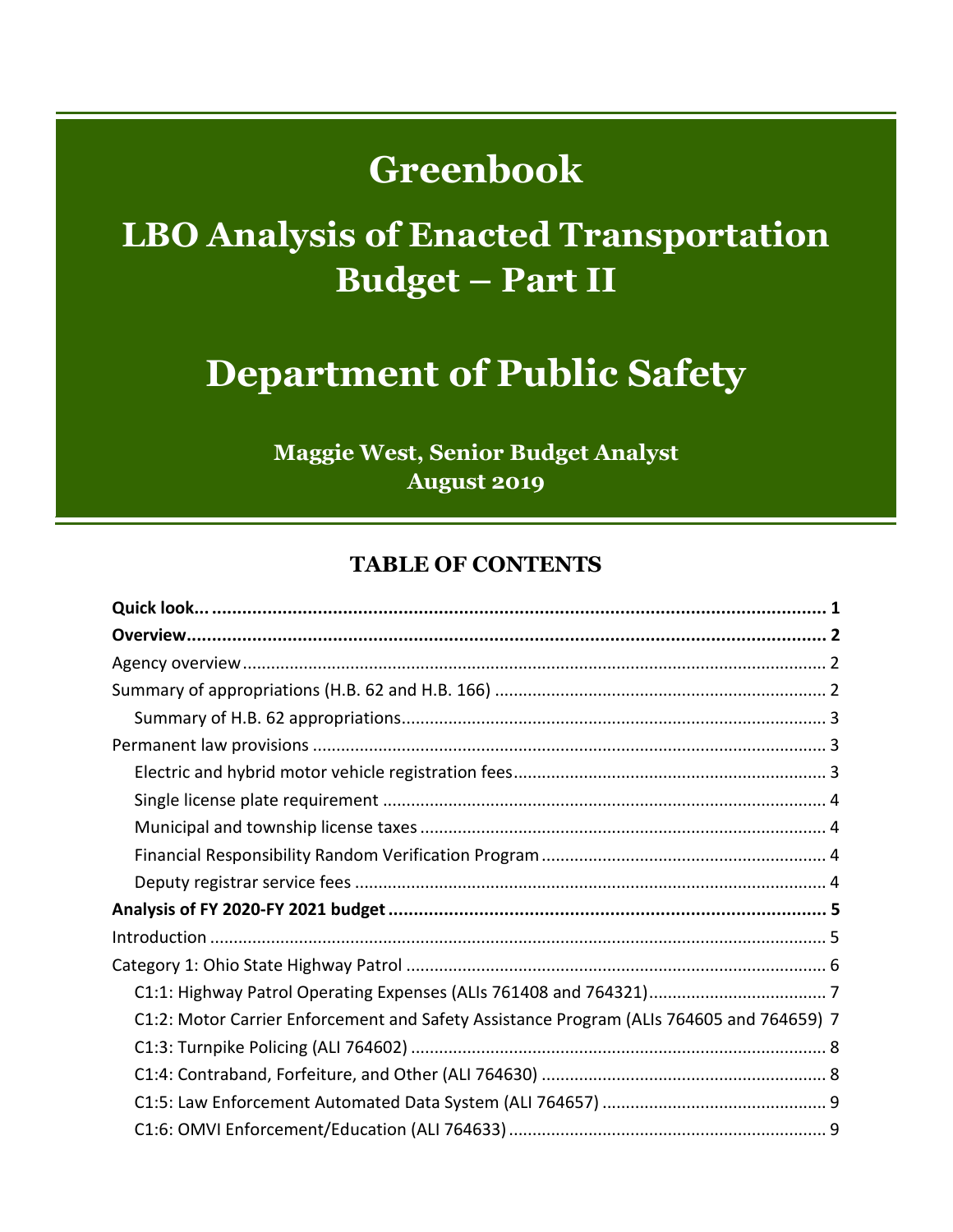# Greenbook

## LBO Analysis of Enacted Transportation Budget – Part II

# Department of Public Safety

**Maggie West, Senior Budget Analyst**
**August 2019**

## TABLE OF CONTENTS

**Quick look...** 1

**Overview** 2

Agency overview 2

Summary of appropriations (H.B. 62 and H.B. 166) 2

- Summary of H.B. 62 appropriations 3

Permanent law provisions 3

- Electric and hybrid motor vehicle registration fees 3
- Single license plate requirement 4
- Municipal and township license taxes 4
- Financial Responsibility Random Verification Program 4
- Deputy registrar service fees 4

**Analysis of FY 2020-FY 2021 budget** 5

Introduction 5

Category 1: Ohio State Highway Patrol 6

- C1:1: Highway Patrol Operating Expenses (ALIs 761408 and 764321) 7
- C1:2: Motor Carrier Enforcement and Safety Assistance Program (ALIs 764605 and 764659) 7
- C1:3: Turnpike Policing (ALI 764602) 8
- C1:4: Contraband, Forfeiture, and Other (ALI 764630) 8
- C1:5: Law Enforcement Automated Data System (ALI 764657) 9
- C1:6: OMVI Enforcement/Education (ALI 764633) 9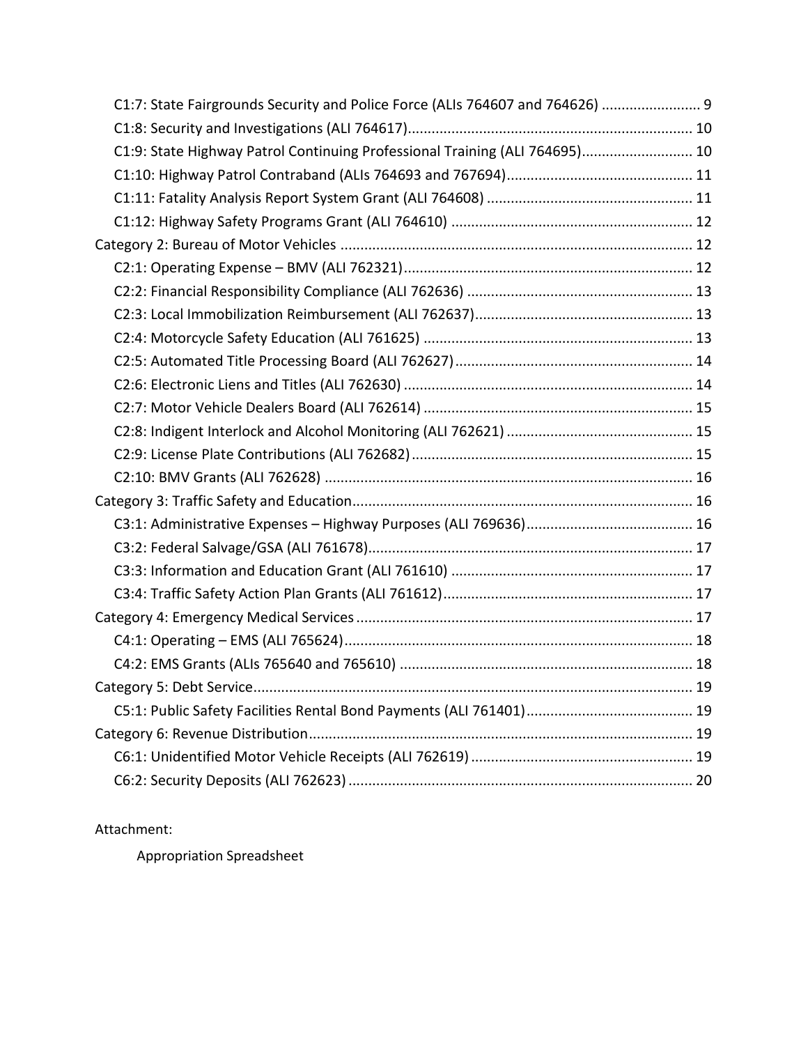- C1:7: State Fairgrounds Security and Police Force (ALIs 764607 and 764626) ........................ 9
- C1:8: Security and Investigations (ALI 764617)....................................................................... 10
- C1:9: State Highway Patrol Continuing Professional Training (ALI 764695)........................... 10
- C1:10: Highway Patrol Contraband (ALIs 764693 and 767694).............................................. 11
- C1:11: Fatality Analysis Report System Grant (ALI 764608) ................................................... 11
- C1:12: Highway Safety Programs Grant (ALI 764610) ............................................................ 12

Category 2: Bureau of Motor Vehicles ........................................................................................ 12

- C2:1: Operating Expense – BMV (ALI 762321)........................................................................ 12
- C2:2: Financial Responsibility Compliance (ALI 762636) ........................................................ 13
- C2:3: Local Immobilization Reimbursement (ALI 762637)....................................................... 13
- C2:4: Motorcycle Safety Education (ALI 761625) ................................................................... 13
- C2:5: Automated Title Processing Board (ALI 762627)........................................................... 14
- C2:6: Electronic Liens and Titles (ALI 762630) ........................................................................ 14
- C2:7: Motor Vehicle Dealers Board (ALI 762614) ................................................................... 15
- C2:8: Indigent Interlock and Alcohol Monitoring (ALI 762621) .............................................. 15
- C2:9: License Plate Contributions (ALI 762682)...................................................................... 15
- C2:10: BMV Grants (ALI 762628) ............................................................................................ 16

Category 3: Traffic Safety and Education..................................................................................... 16

- C3:1: Administrative Expenses – Highway Purposes (ALI 769636).......................................... 16
- C3:2: Federal Salvage/GSA (ALI 761678)................................................................................. 17
- C3:3: Information and Education Grant (ALI 761610) ............................................................ 17
- C3:4: Traffic Safety Action Plan Grants (ALI 761612).............................................................. 17

Category 4: Emergency Medical Services .................................................................................... 17

- C4:1: Operating – EMS (ALI 765624)....................................................................................... 18
- C4:2: EMS Grants (ALIs 765640 and 765610) ......................................................................... 18

Category 5: Debt Service.............................................................................................................. 19

- C5:1: Public Safety Facilities Rental Bond Payments (ALI 761401).......................................... 19

Category 6: Revenue Distribution................................................................................................ 19

- C6:1: Unidentified Motor Vehicle Receipts (ALI 762619) ....................................................... 19
- C6:2: Security Deposits (ALI 762623) ...................................................................................... 20

Attachment:

Appropriation Spreadsheet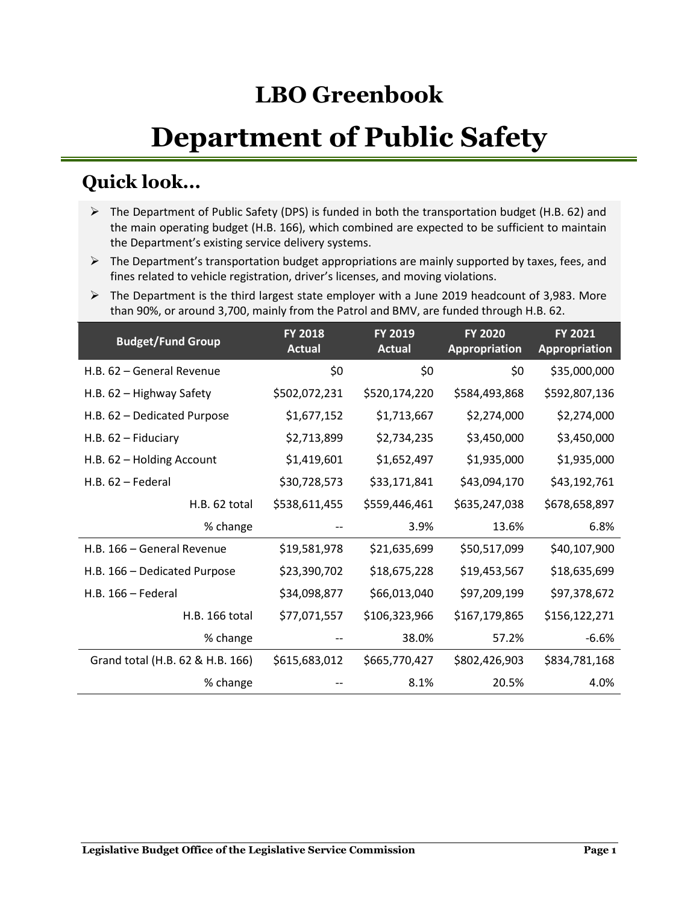# LBO Greenbook

# Department of Public Safety

## Quick look...

- The Department of Public Safety (DPS) is funded in both the transportation budget (H.B. 62) and the main operating budget (H.B. 166), which combined are expected to be sufficient to maintain the Department's existing service delivery systems.
- The Department's transportation budget appropriations are mainly supported by taxes, fees, and fines related to vehicle registration, driver's licenses, and moving violations.
- The Department is the third largest state employer with a June 2019 headcount of 3,983. More than 90%, or around 3,700, mainly from the Patrol and BMV, are funded through H.B. 62.

| Budget/Fund Group | FY 2018 Actual | FY 2019 Actual | FY 2020 Appropriation | FY 2021 Appropriation |
|---|---|---|---|---|
| H.B. 62 – General Revenue | $0 | $0 | $0 | $35,000,000 |
| H.B. 62 – Highway Safety | $502,072,231 | $520,174,220 | $584,493,868 | $592,807,136 |
| H.B. 62 – Dedicated Purpose | $1,677,152 | $1,713,667 | $2,274,000 | $2,274,000 |
| H.B. 62 – Fiduciary | $2,713,899 | $2,734,235 | $3,450,000 | $3,450,000 |
| H.B. 62 – Holding Account | $1,419,601 | $1,652,497 | $1,935,000 | $1,935,000 |
| H.B. 62 – Federal | $30,728,573 | $33,171,841 | $43,094,170 | $43,192,761 |
| H.B. 62 total | $538,611,455 | $559,446,461 | $635,247,038 | $678,658,897 |
| % change | -- | 3.9% | 13.6% | 6.8% |
| H.B. 166 – General Revenue | $19,581,978 | $21,635,699 | $50,517,099 | $40,107,900 |
| H.B. 166 – Dedicated Purpose | $23,390,702 | $18,675,228 | $19,453,567 | $18,635,699 |
| H.B. 166 – Federal | $34,098,877 | $66,013,040 | $97,209,199 | $97,378,672 |
| H.B. 166 total | $77,071,557 | $106,323,966 | $167,179,865 | $156,122,271 |
| % change | -- | 38.0% | 57.2% | -6.6% |
| Grand total (H.B. 62 & H.B. 166) | $615,683,012 | $665,770,427 | $802,426,903 | $834,781,168 |
| % change | -- | 8.1% | 20.5% | 4.0% |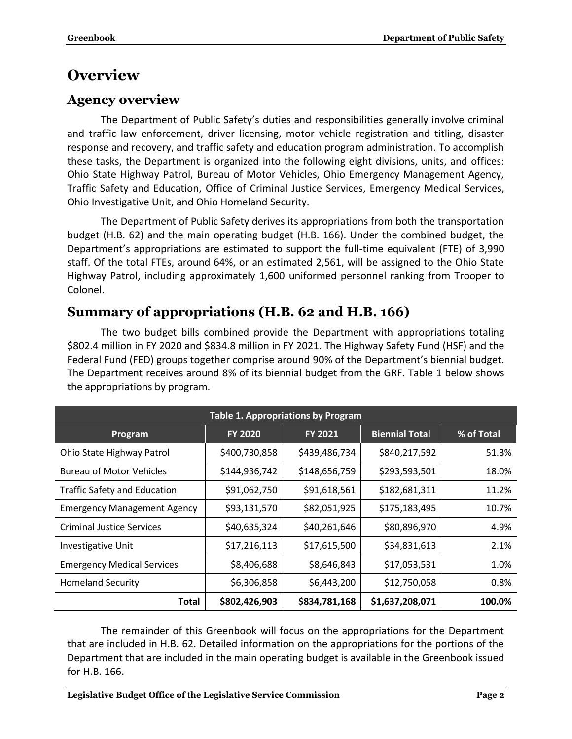# Overview

## Agency overview

The Department of Public Safety's duties and responsibilities generally involve criminal and traffic law enforcement, driver licensing, motor vehicle registration and titling, disaster response and recovery, and traffic safety and education program administration. To accomplish these tasks, the Department is organized into the following eight divisions, units, and offices: Ohio State Highway Patrol, Bureau of Motor Vehicles, Ohio Emergency Management Agency, Traffic Safety and Education, Office of Criminal Justice Services, Emergency Medical Services, Ohio Investigative Unit, and Ohio Homeland Security.

The Department of Public Safety derives its appropriations from both the transportation budget (H.B. 62) and the main operating budget (H.B. 166). Under the combined budget, the Department's appropriations are estimated to support the full-time equivalent (FTE) of 3,990 staff. Of the total FTEs, around 64%, or an estimated 2,561, will be assigned to the Ohio State Highway Patrol, including approximately 1,600 uniformed personnel ranking from Trooper to Colonel.

## Summary of appropriations (H.B. 62 and H.B. 166)

The two budget bills combined provide the Department with appropriations totaling $802.4 million in FY 2020 and $834.8 million in FY 2021. The Highway Safety Fund (HSF) and the Federal Fund (FED) groups together comprise around 90% of the Department's biennial budget. The Department receives around 8% of its biennial budget from the GRF. Table 1 below shows the appropriations by program.

| Table 1. Appropriations by Program | | | | |
|---|---|---|---|---|
| **Program** | **FY 2020** | **FY 2021** | **Biennial Total** | **% of Total** |
| Ohio State Highway Patrol | $400,730,858 | $439,486,734 | $840,217,592 | 51.3% |
| Bureau of Motor Vehicles | $144,936,742 | $148,656,759 | $293,593,501 | 18.0% |
| Traffic Safety and Education | $91,062,750 | $91,618,561 | $182,681,311 | 11.2% |
| Emergency Management Agency | $93,131,570 | $82,051,925 | $175,183,495 | 10.7% |
| Criminal Justice Services | $40,635,324 | $40,261,646 | $80,896,970 | 4.9% |
| Investigative Unit | $17,216,113 | $17,615,500 | $34,831,613 | 2.1% |
| Emergency Medical Services | $8,406,688 | $8,646,843 | $17,053,531 | 1.0% |
| Homeland Security | $6,306,858 | $6,443,200 | $12,750,058 | 0.8% |
| **Total** | **$802,426,903** | **$834,781,168** | **$1,637,208,071** | **100.0%** |

The remainder of this Greenbook will focus on the appropriations for the Department that are included in H.B. 62. Detailed information on the appropriations for the portions of the Department that are included in the main operating budget is available in the Greenbook issued for H.B. 166.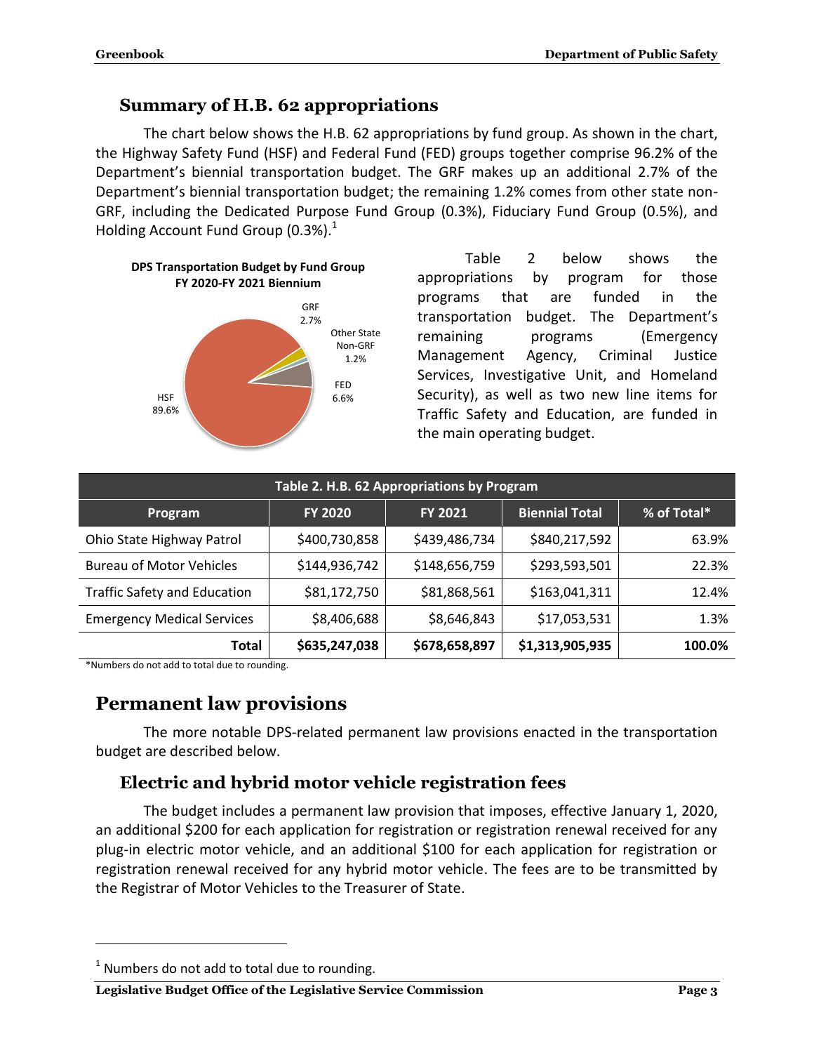## Summary of H.B. 62 appropriations

The chart below shows the H.B. 62 appropriations by fund group. As shown in the chart, the Highway Safety Fund (HSF) and Federal Fund (FED) groups together comprise 96.2% of the Department's biennial transportation budget. The GRF makes up an additional 2.7% of the Department's biennial transportation budget; the remaining 1.2% comes from other state non-GRF, including the Dedicated Purpose Fund Group (0.3%), Fiduciary Fund Group (0.5%), and Holding Account Fund Group (0.3%).[1]

**DPS Transportation Budget by Fund Group FY 2020-FY 2021 Biennium**

GRF 2.7%

Other State Non-GRF 1.2%

FED 6.6%

HSF 89.6%

Table 2 below shows the appropriations by program for those programs that are funded in the transportation budget. The Department's remaining programs (Emergency Management Agency, Criminal Justice Services, Investigative Unit, and Homeland Security), as well as two new line items for Traffic Safety and Education, are funded in the main operating budget.

**Table 2. H.B. 62 Appropriations by Program**

| Program | FY 2020 | FY 2021 | Biennial Total | % of Total* |
|---|---|---|---|---|
| Ohio State Highway Patrol | $400,730,858 | $439,486,734 | $840,217,592 | 63.9% |
| Bureau of Motor Vehicles | $144,936,742 | $148,656,759 | $293,593,501 | 22.3% |
| Traffic Safety and Education | $81,172,750 | $81,868,561 | $163,041,311 | 12.4% |
| Emergency Medical Services | $8,406,688 | $8,646,843 | $17,053,531 | 1.3% |
| **Total** | **$635,247,038** | **$678,658,897** | **$1,313,905,935** | **100.0%** |

*Numbers do not add to total due to rounding.

## Permanent law provisions

The more notable DPS-related permanent law provisions enacted in the transportation budget are described below.

### Electric and hybrid motor vehicle registration fees

The budget includes a permanent law provision that imposes, effective January 1, 2020, an additional $200 for each application for registration or registration renewal received for any plug-in electric motor vehicle, and an additional $100 for each application for registration or registration renewal received for any hybrid motor vehicle. The fees are to be transmitted by the Registrar of Motor Vehicles to the Treasurer of State.

[1] Numbers do not add to total due to rounding.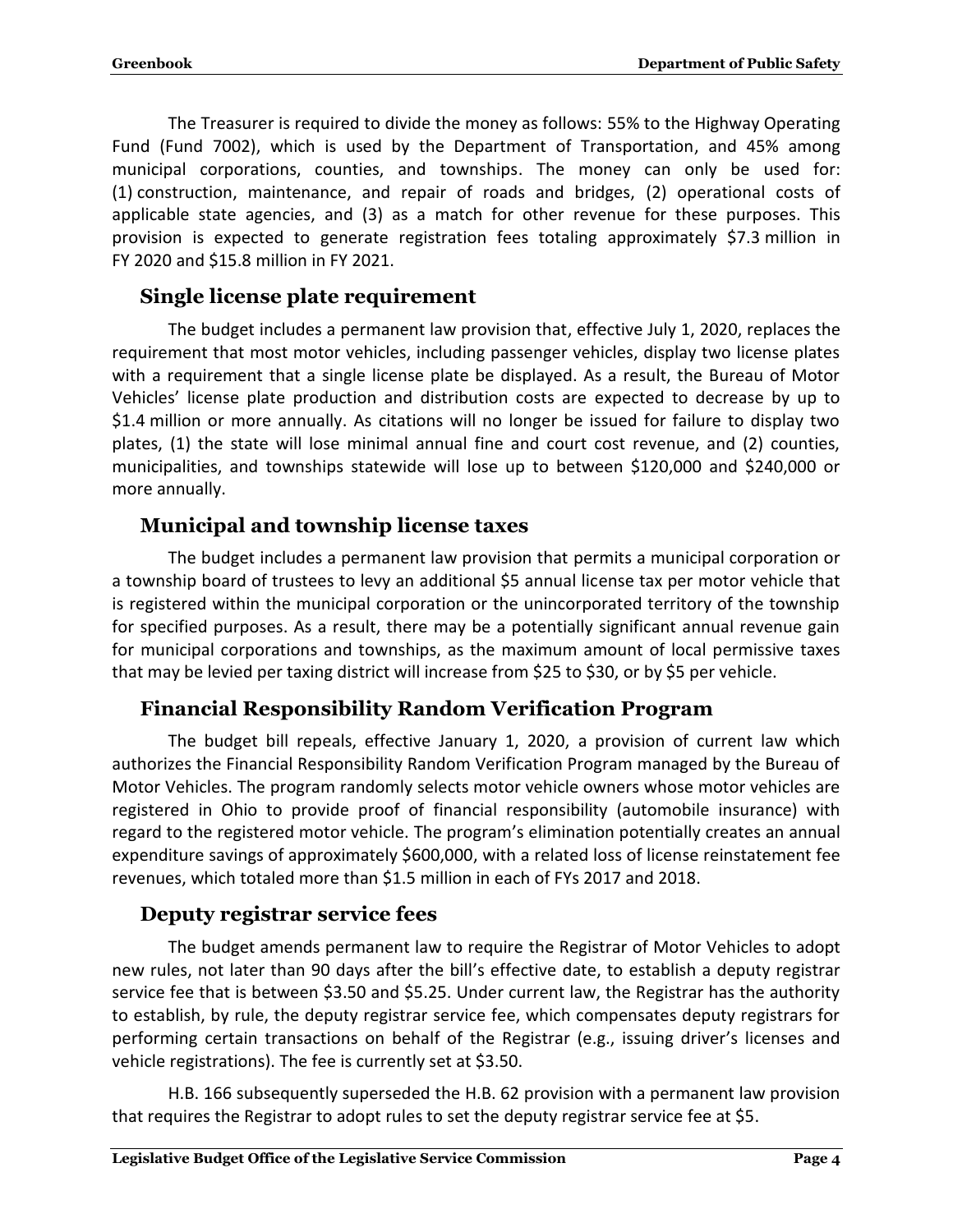The Treasurer is required to divide the money as follows: 55% to the Highway Operating Fund (Fund 7002), which is used by the Department of Transportation, and 45% among municipal corporations, counties, and townships. The money can only be used for: (1) construction, maintenance, and repair of roads and bridges, (2) operational costs of applicable state agencies, and (3) as a match for other revenue for these purposes. This provision is expected to generate registration fees totaling approximately $7.3 million in FY 2020 and $15.8 million in FY 2021.

### Single license plate requirement

The budget includes a permanent law provision that, effective July 1, 2020, replaces the requirement that most motor vehicles, including passenger vehicles, display two license plates with a requirement that a single license plate be displayed. As a result, the Bureau of Motor Vehicles' license plate production and distribution costs are expected to decrease by up to $1.4 million or more annually. As citations will no longer be issued for failure to display two plates, (1) the state will lose minimal annual fine and court cost revenue, and (2) counties, municipalities, and townships statewide will lose up to between $120,000 and $240,000 or more annually.

### Municipal and township license taxes

The budget includes a permanent law provision that permits a municipal corporation or a township board of trustees to levy an additional $5 annual license tax per motor vehicle that is registered within the municipal corporation or the unincorporated territory of the township for specified purposes. As a result, there may be a potentially significant annual revenue gain for municipal corporations and townships, as the maximum amount of local permissive taxes that may be levied per taxing district will increase from $25 to $30, or by $5 per vehicle.

### Financial Responsibility Random Verification Program

The budget bill repeals, effective January 1, 2020, a provision of current law which authorizes the Financial Responsibility Random Verification Program managed by the Bureau of Motor Vehicles. The program randomly selects motor vehicle owners whose motor vehicles are registered in Ohio to provide proof of financial responsibility (automobile insurance) with regard to the registered motor vehicle. The program's elimination potentially creates an annual expenditure savings of approximately $600,000, with a related loss of license reinstatement fee revenues, which totaled more than $1.5 million in each of FYs 2017 and 2018.

### Deputy registrar service fees

The budget amends permanent law to require the Registrar of Motor Vehicles to adopt new rules, not later than 90 days after the bill's effective date, to establish a deputy registrar service fee that is between $3.50 and $5.25. Under current law, the Registrar has the authority to establish, by rule, the deputy registrar service fee, which compensates deputy registrars for performing certain transactions on behalf of the Registrar (e.g., issuing driver's licenses and vehicle registrations). The fee is currently set at $3.50.

H.B. 166 subsequently superseded the H.B. 62 provision with a permanent law provision that requires the Registrar to adopt rules to set the deputy registrar service fee at $5.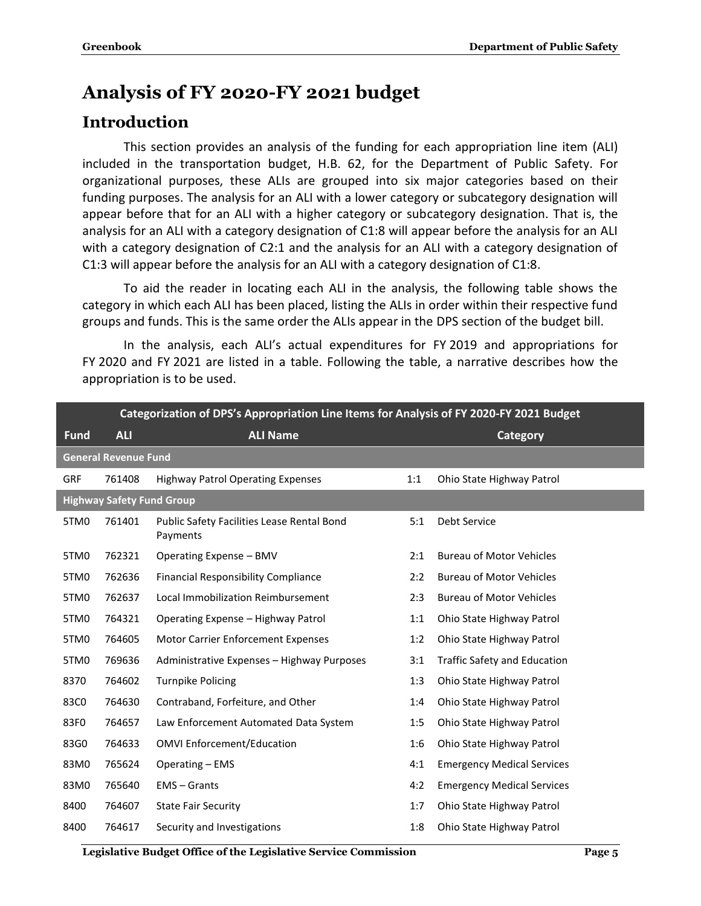# Analysis of FY 2020-FY 2021 budget

## Introduction

This section provides an analysis of the funding for each appropriation line item (ALI) included in the transportation budget, H.B. 62, for the Department of Public Safety. For organizational purposes, these ALIs are grouped into six major categories based on their funding purposes. The analysis for an ALI with a lower category or subcategory designation will appear before that for an ALI with a higher category or subcategory designation. That is, the analysis for an ALI with a category designation of C1:8 will appear before the analysis for an ALI with a category designation of C2:1 and the analysis for an ALI with a category designation of C1:3 will appear before the analysis for an ALI with a category designation of C1:8.

To aid the reader in locating each ALI in the analysis, the following table shows the category in which each ALI has been placed, listing the ALIs in order within their respective fund groups and funds. This is the same order the ALIs appear in the DPS section of the budget bill.

In the analysis, each ALI's actual expenditures for FY 2019 and appropriations for FY 2020 and FY 2021 are listed in a table. Following the table, a narrative describes how the appropriation is to be used.

| Categorization of DPS's Appropriation Line Items for Analysis of FY 2020-FY 2021 Budget | | | | |
|---|---|---|---|---|
| **Fund** | **ALI** | **ALI Name** | | **Category** |
| **General Revenue Fund** | | | | |
| GRF | 761408 | Highway Patrol Operating Expenses | 1:1 | Ohio State Highway Patrol |
| **Highway Safety Fund Group** | | | | |
| 5TM0 | 761401 | Public Safety Facilities Lease Rental Bond Payments | 5:1 | Debt Service |
| 5TM0 | 762321 | Operating Expense – BMV | 2:1 | Bureau of Motor Vehicles |
| 5TM0 | 762636 | Financial Responsibility Compliance | 2:2 | Bureau of Motor Vehicles |
| 5TM0 | 762637 | Local Immobilization Reimbursement | 2:3 | Bureau of Motor Vehicles |
| 5TM0 | 764321 | Operating Expense – Highway Patrol | 1:1 | Ohio State Highway Patrol |
| 5TM0 | 764605 | Motor Carrier Enforcement Expenses | 1:2 | Ohio State Highway Patrol |
| 5TM0 | 769636 | Administrative Expenses – Highway Purposes | 3:1 | Traffic Safety and Education |
| 8370 | 764602 | Turnpike Policing | 1:3 | Ohio State Highway Patrol |
| 83C0 | 764630 | Contraband, Forfeiture, and Other | 1:4 | Ohio State Highway Patrol |
| 83F0 | 764657 | Law Enforcement Automated Data System | 1:5 | Ohio State Highway Patrol |
| 83G0 | 764633 | OMVI Enforcement/Education | 1:6 | Ohio State Highway Patrol |
| 83M0 | 765624 | Operating – EMS | 4:1 | Emergency Medical Services |
| 83M0 | 765640 | EMS – Grants | 4:2 | Emergency Medical Services |
| 8400 | 764607 | State Fair Security | 1:7 | Ohio State Highway Patrol |
| 8400 | 764617 | Security and Investigations | 1:8 | Ohio State Highway Patrol |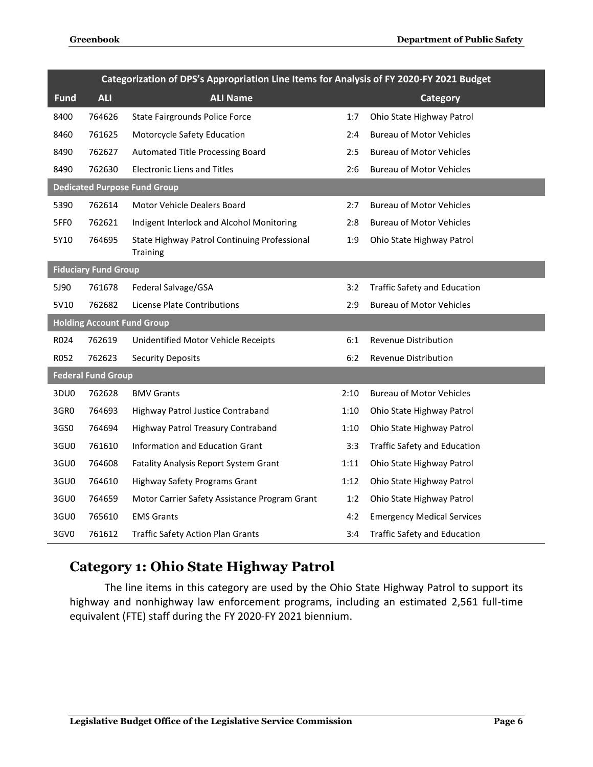| Categorization of DPS's Appropriation Line Items for Analysis of FY 2020-FY 2021 Budget | | | | |
|---|---|---|---|---|
| **Fund** | **ALI** | **ALI Name** | | **Category** |
| 8400 | 764626 | State Fairgrounds Police Force | 1:7 | Ohio State Highway Patrol |
| 8460 | 761625 | Motorcycle Safety Education | 2:4 | Bureau of Motor Vehicles |
| 8490 | 762627 | Automated Title Processing Board | 2:5 | Bureau of Motor Vehicles |
| 8490 | 762630 | Electronic Liens and Titles | 2:6 | Bureau of Motor Vehicles |
| **Dedicated Purpose Fund Group** | | | | |
| 5390 | 762614 | Motor Vehicle Dealers Board | 2:7 | Bureau of Motor Vehicles |
| 5FF0 | 762621 | Indigent Interlock and Alcohol Monitoring | 2:8 | Bureau of Motor Vehicles |
| 5Y10 | 764695 | State Highway Patrol Continuing Professional Training | 1:9 | Ohio State Highway Patrol |
| **Fiduciary Fund Group** | | | | |
| 5J90 | 761678 | Federal Salvage/GSA | 3:2 | Traffic Safety and Education |
| 5V10 | 762682 | License Plate Contributions | 2:9 | Bureau of Motor Vehicles |
| **Holding Account Fund Group** | | | | |
| R024 | 762619 | Unidentified Motor Vehicle Receipts | 6:1 | Revenue Distribution |
| R052 | 762623 | Security Deposits | 6:2 | Revenue Distribution |
| **Federal Fund Group** | | | | |
| 3DU0 | 762628 | BMV Grants | 2:10 | Bureau of Motor Vehicles |
| 3GR0 | 764693 | Highway Patrol Justice Contraband | 1:10 | Ohio State Highway Patrol |
| 3GS0 | 764694 | Highway Patrol Treasury Contraband | 1:10 | Ohio State Highway Patrol |
| 3GU0 | 761610 | Information and Education Grant | 3:3 | Traffic Safety and Education |
| 3GU0 | 764608 | Fatality Analysis Report System Grant | 1:11 | Ohio State Highway Patrol |
| 3GU0 | 764610 | Highway Safety Programs Grant | 1:12 | Ohio State Highway Patrol |
| 3GU0 | 764659 | Motor Carrier Safety Assistance Program Grant | 1:2 | Ohio State Highway Patrol |
| 3GU0 | 765610 | EMS Grants | 4:2 | Emergency Medical Services |
| 3GV0 | 761612 | Traffic Safety Action Plan Grants | 3:4 | Traffic Safety and Education |

## Category 1: Ohio State Highway Patrol

The line items in this category are used by the Ohio State Highway Patrol to support its highway and nonhighway law enforcement programs, including an estimated 2,561 full-time equivalent (FTE) staff during the FY 2020-FY 2021 biennium.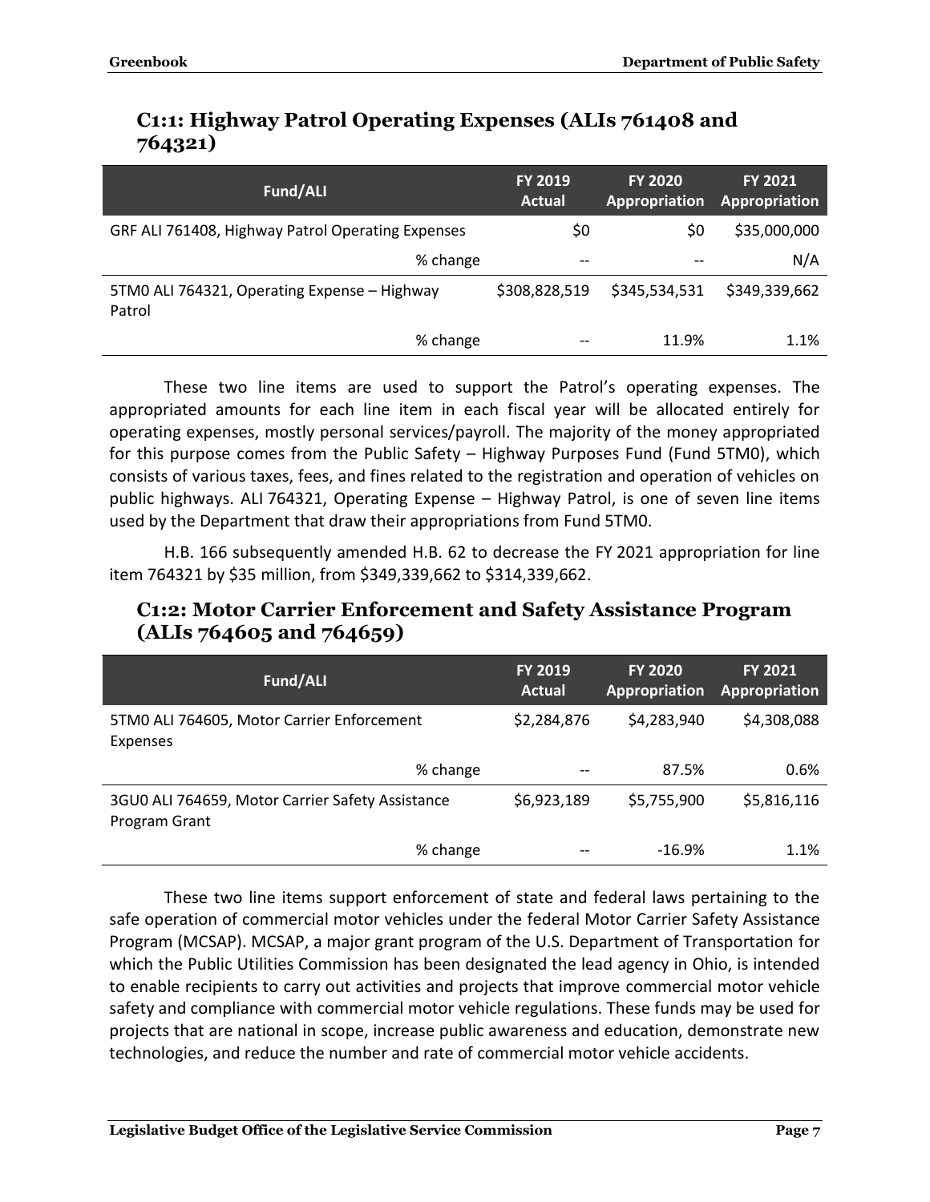## C1:1: Highway Patrol Operating Expenses (ALIs 761408 and 764321)

| Fund/ALI | FY 2019 Actual | FY 2020 Appropriation | FY 2021 Appropriation |
|---|---|---|---|
| GRF ALI 761408, Highway Patrol Operating Expenses | $0 | $0 | $35,000,000 |
| % change | -- | -- | N/A |
| 5TM0 ALI 764321, Operating Expense – Highway Patrol | $308,828,519 | $345,534,531 | $349,339,662 |
| % change | -- | 11.9% | 1.1% |

These two line items are used to support the Patrol's operating expenses. The appropriated amounts for each line item in each fiscal year will be allocated entirely for operating expenses, mostly personal services/payroll. The majority of the money appropriated for this purpose comes from the Public Safety – Highway Purposes Fund (Fund 5TM0), which consists of various taxes, fees, and fines related to the registration and operation of vehicles on public highways. ALI 764321, Operating Expense – Highway Patrol, is one of seven line items used by the Department that draw their appropriations from Fund 5TM0.

H.B. 166 subsequently amended H.B. 62 to decrease the FY 2021 appropriation for line item 764321 by $35 million, from $349,339,662 to $314,339,662.

## C1:2: Motor Carrier Enforcement and Safety Assistance Program (ALIs 764605 and 764659)

| Fund/ALI | FY 2019 Actual | FY 2020 Appropriation | FY 2021 Appropriation |
|---|---|---|---|
| 5TM0 ALI 764605, Motor Carrier Enforcement Expenses | $2,284,876 | $4,283,940 | $4,308,088 |
| % change | -- | 87.5% | 0.6% |
| 3GU0 ALI 764659, Motor Carrier Safety Assistance Program Grant | $6,923,189 | $5,755,900 | $5,816,116 |
| % change | -- | -16.9% | 1.1% |

These two line items support enforcement of state and federal laws pertaining to the safe operation of commercial motor vehicles under the federal Motor Carrier Safety Assistance Program (MCSAP). MCSAP, a major grant program of the U.S. Department of Transportation for which the Public Utilities Commission has been designated the lead agency in Ohio, is intended to enable recipients to carry out activities and projects that improve commercial motor vehicle safety and compliance with commercial motor vehicle regulations. These funds may be used for projects that are national in scope, increase public awareness and education, demonstrate new technologies, and reduce the number and rate of commercial motor vehicle accidents.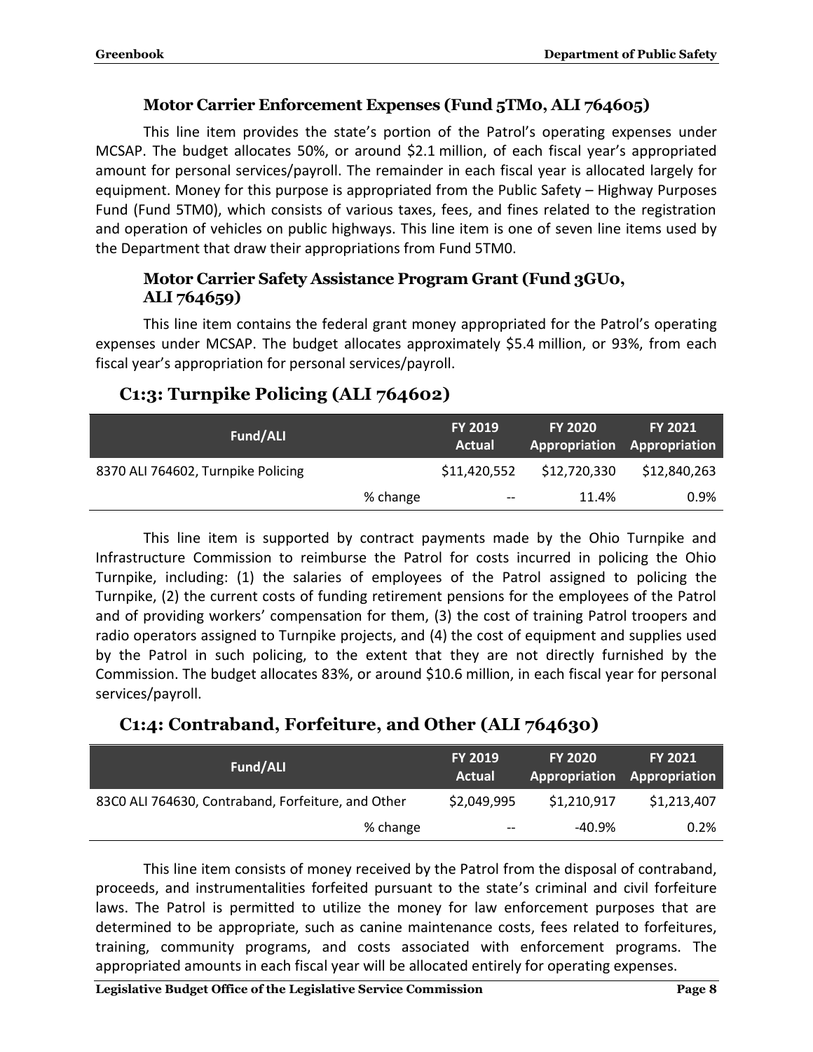### Motor Carrier Enforcement Expenses (Fund 5TM0, ALI 764605)

This line item provides the state's portion of the Patrol's operating expenses under MCSAP. The budget allocates 50%, or around $2.1 million, of each fiscal year's appropriated amount for personal services/payroll. The remainder in each fiscal year is allocated largely for equipment. Money for this purpose is appropriated from the Public Safety – Highway Purposes Fund (Fund 5TM0), which consists of various taxes, fees, and fines related to the registration and operation of vehicles on public highways. This line item is one of seven line items used by the Department that draw their appropriations from Fund 5TM0.

### Motor Carrier Safety Assistance Program Grant (Fund 3GU0, ALI 764659)

This line item contains the federal grant money appropriated for the Patrol's operating expenses under MCSAP. The budget allocates approximately $5.4 million, or 93%, from each fiscal year's appropriation for personal services/payroll.

## C1:3: Turnpike Policing (ALI 764602)

| Fund/ALI | | FY 2019 Actual | FY 2020 Appropriation | FY 2021 Appropriation |
|---|---|---|---|---|
| 8370 ALI 764602, Turnpike Policing | | $11,420,552 | $12,720,330 | $12,840,263 |
| | % change | -- | 11.4% | 0.9% |

This line item is supported by contract payments made by the Ohio Turnpike and Infrastructure Commission to reimburse the Patrol for costs incurred in policing the Ohio Turnpike, including: (1) the salaries of employees of the Patrol assigned to policing the Turnpike, (2) the current costs of funding retirement pensions for the employees of the Patrol and of providing workers' compensation for them, (3) the cost of training Patrol troopers and radio operators assigned to Turnpike projects, and (4) the cost of equipment and supplies used by the Patrol in such policing, to the extent that they are not directly furnished by the Commission. The budget allocates 83%, or around $10.6 million, in each fiscal year for personal services/payroll.

## C1:4: Contraband, Forfeiture, and Other (ALI 764630)

| Fund/ALI | | FY 2019 Actual | FY 2020 Appropriation | FY 2021 Appropriation |
|---|---|---|---|---|
| 83C0 ALI 764630, Contraband, Forfeiture, and Other | | $2,049,995 | $1,210,917 | $1,213,407 |
| | % change | -- | -40.9% | 0.2% |

This line item consists of money received by the Patrol from the disposal of contraband, proceeds, and instrumentalities forfeited pursuant to the state's criminal and civil forfeiture laws. The Patrol is permitted to utilize the money for law enforcement purposes that are determined to be appropriate, such as canine maintenance costs, fees related to forfeitures, training, community programs, and costs associated with enforcement programs. The appropriated amounts in each fiscal year will be allocated entirely for operating expenses.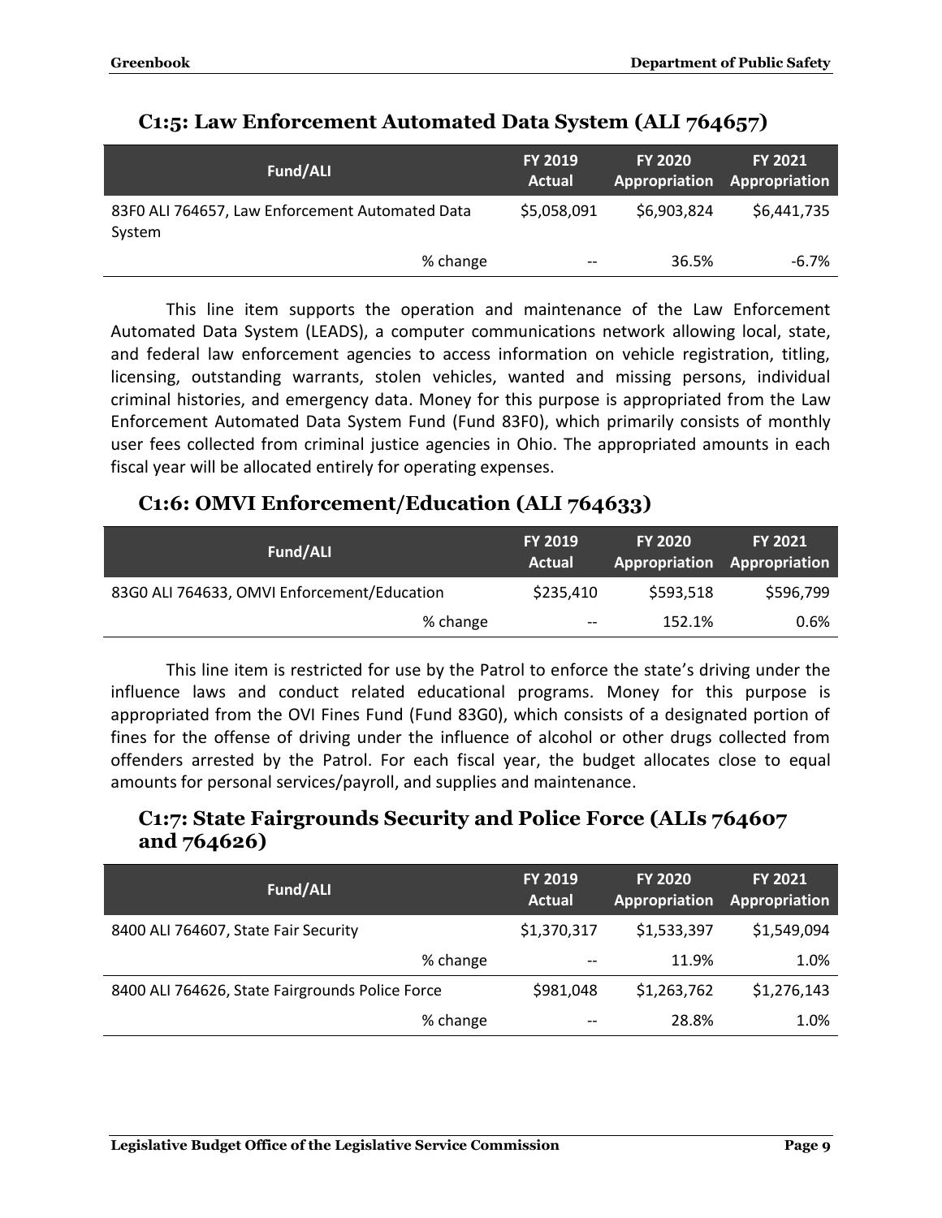### C1:5: Law Enforcement Automated Data System (ALI 764657)

| Fund/ALI | FY 2019 Actual | FY 2020 Appropriation | FY 2021 Appropriation |
|---|---|---|---|
| 83F0 ALI 764657, Law Enforcement Automated Data System | $5,058,091 | $6,903,824 | $6,441,735 |
| % change | -- | 36.5% | -6.7% |

This line item supports the operation and maintenance of the Law Enforcement Automated Data System (LEADS), a computer communications network allowing local, state, and federal law enforcement agencies to access information on vehicle registration, titling, licensing, outstanding warrants, stolen vehicles, wanted and missing persons, individual criminal histories, and emergency data. Money for this purpose is appropriated from the Law Enforcement Automated Data System Fund (Fund 83F0), which primarily consists of monthly user fees collected from criminal justice agencies in Ohio. The appropriated amounts in each fiscal year will be allocated entirely for operating expenses.

### C1:6: OMVI Enforcement/Education (ALI 764633)

| Fund/ALI | FY 2019 Actual | FY 2020 Appropriation | FY 2021 Appropriation |
|---|---|---|---|
| 83G0 ALI 764633, OMVI Enforcement/Education | $235,410 | $593,518 | $596,799 |
| % change | -- | 152.1% | 0.6% |

This line item is restricted for use by the Patrol to enforce the state's driving under the influence laws and conduct related educational programs. Money for this purpose is appropriated from the OVI Fines Fund (Fund 83G0), which consists of a designated portion of fines for the offense of driving under the influence of alcohol or other drugs collected from offenders arrested by the Patrol. For each fiscal year, the budget allocates close to equal amounts for personal services/payroll, and supplies and maintenance.

### C1:7: State Fairgrounds Security and Police Force (ALIs 764607 and 764626)

| Fund/ALI | FY 2019 Actual | FY 2020 Appropriation | FY 2021 Appropriation |
|---|---|---|---|
| 8400 ALI 764607, State Fair Security | $1,370,317 | $1,533,397 | $1,549,094 |
| % change | -- | 11.9% | 1.0% |
| 8400 ALI 764626, State Fairgrounds Police Force | $981,048 | $1,263,762 | $1,276,143 |
| % change | -- | 28.8% | 1.0% |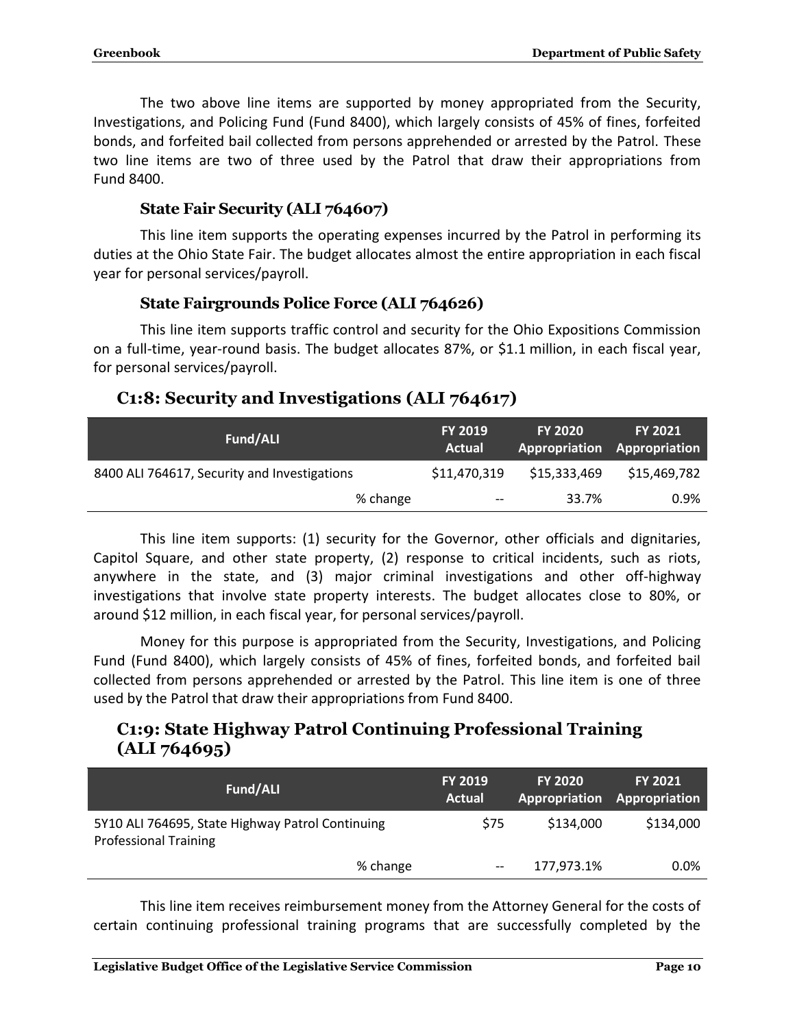The two above line items are supported by money appropriated from the Security, Investigations, and Policing Fund (Fund 8400), which largely consists of 45% of fines, forfeited bonds, and forfeited bail collected from persons apprehended or arrested by the Patrol. These two line items are two of three used by the Patrol that draw their appropriations from Fund 8400.

### State Fair Security (ALI 764607)

This line item supports the operating expenses incurred by the Patrol in performing its duties at the Ohio State Fair. The budget allocates almost the entire appropriation in each fiscal year for personal services/payroll.

### State Fairgrounds Police Force (ALI 764626)

This line item supports traffic control and security for the Ohio Expositions Commission on a full-time, year-round basis. The budget allocates 87%, or $1.1 million, in each fiscal year, for personal services/payroll.

## C1:8: Security and Investigations (ALI 764617)

| Fund/ALI | FY 2019 Actual | FY 2020 Appropriation | FY 2021 Appropriation |
|---|---|---|---|
| 8400 ALI 764617, Security and Investigations | $11,470,319 | $15,333,469 | $15,469,782 |
| % change | -- | 33.7% | 0.9% |

This line item supports: (1) security for the Governor, other officials and dignitaries, Capitol Square, and other state property, (2) response to critical incidents, such as riots, anywhere in the state, and (3) major criminal investigations and other off-highway investigations that involve state property interests. The budget allocates close to 80%, or around $12 million, in each fiscal year, for personal services/payroll.

Money for this purpose is appropriated from the Security, Investigations, and Policing Fund (Fund 8400), which largely consists of 45% of fines, forfeited bonds, and forfeited bail collected from persons apprehended or arrested by the Patrol. This line item is one of three used by the Patrol that draw their appropriations from Fund 8400.

## C1:9: State Highway Patrol Continuing Professional Training (ALI 764695)

| Fund/ALI | FY 2019 Actual | FY 2020 Appropriation | FY 2021 Appropriation |
|---|---|---|---|
| 5Y10 ALI 764695, State Highway Patrol Continuing Professional Training | $75 | $134,000 | $134,000 |
| % change | -- | 177,973.1% | 0.0% |

This line item receives reimbursement money from the Attorney General for the costs of certain continuing professional training programs that are successfully completed by the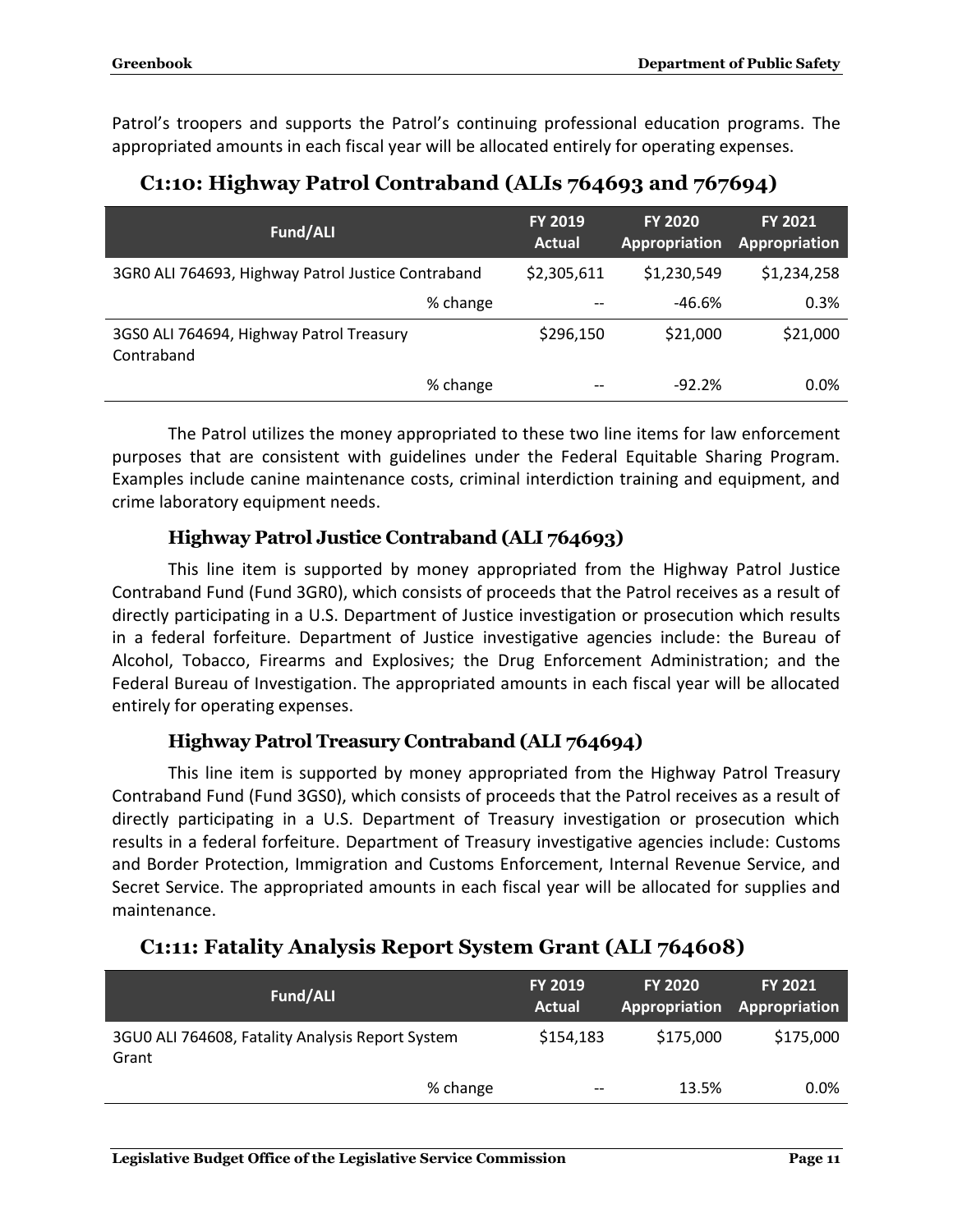Patrol's troopers and supports the Patrol's continuing professional education programs. The appropriated amounts in each fiscal year will be allocated entirely for operating expenses.

## C1:10: Highway Patrol Contraband (ALIs 764693 and 767694)

| Fund/ALI | | FY 2019 Actual | FY 2020 Appropriation | FY 2021 Appropriation |
|---|---|---|---|---|
| 3GR0 ALI 764693, Highway Patrol Justice Contraband | | $2,305,611 | $1,230,549 | $1,234,258 |
| | % change | -- | -46.6% | 0.3% |
| 3GS0 ALI 764694, Highway Patrol Treasury Contraband | | $296,150 | $21,000 | $21,000 |
| | % change | -- | -92.2% | 0.0% |

The Patrol utilizes the money appropriated to these two line items for law enforcement purposes that are consistent with guidelines under the Federal Equitable Sharing Program. Examples include canine maintenance costs, criminal interdiction training and equipment, and crime laboratory equipment needs.

### Highway Patrol Justice Contraband (ALI 764693)

This line item is supported by money appropriated from the Highway Patrol Justice Contraband Fund (Fund 3GR0), which consists of proceeds that the Patrol receives as a result of directly participating in a U.S. Department of Justice investigation or prosecution which results in a federal forfeiture. Department of Justice investigative agencies include: the Bureau of Alcohol, Tobacco, Firearms and Explosives; the Drug Enforcement Administration; and the Federal Bureau of Investigation. The appropriated amounts in each fiscal year will be allocated entirely for operating expenses.

### Highway Patrol Treasury Contraband (ALI 764694)

This line item is supported by money appropriated from the Highway Patrol Treasury Contraband Fund (Fund 3GS0), which consists of proceeds that the Patrol receives as a result of directly participating in a U.S. Department of Treasury investigation or prosecution which results in a federal forfeiture. Department of Treasury investigative agencies include: Customs and Border Protection, Immigration and Customs Enforcement, Internal Revenue Service, and Secret Service. The appropriated amounts in each fiscal year will be allocated for supplies and maintenance.

## C1:11: Fatality Analysis Report System Grant (ALI 764608)

| Fund/ALI | | FY 2019 Actual | FY 2020 Appropriation | FY 2021 Appropriation |
|---|---|---|---|---|
| 3GU0 ALI 764608, Fatality Analysis Report System Grant | | $154,183 | $175,000 | $175,000 |
| | % change | -- | 13.5% | 0.0% |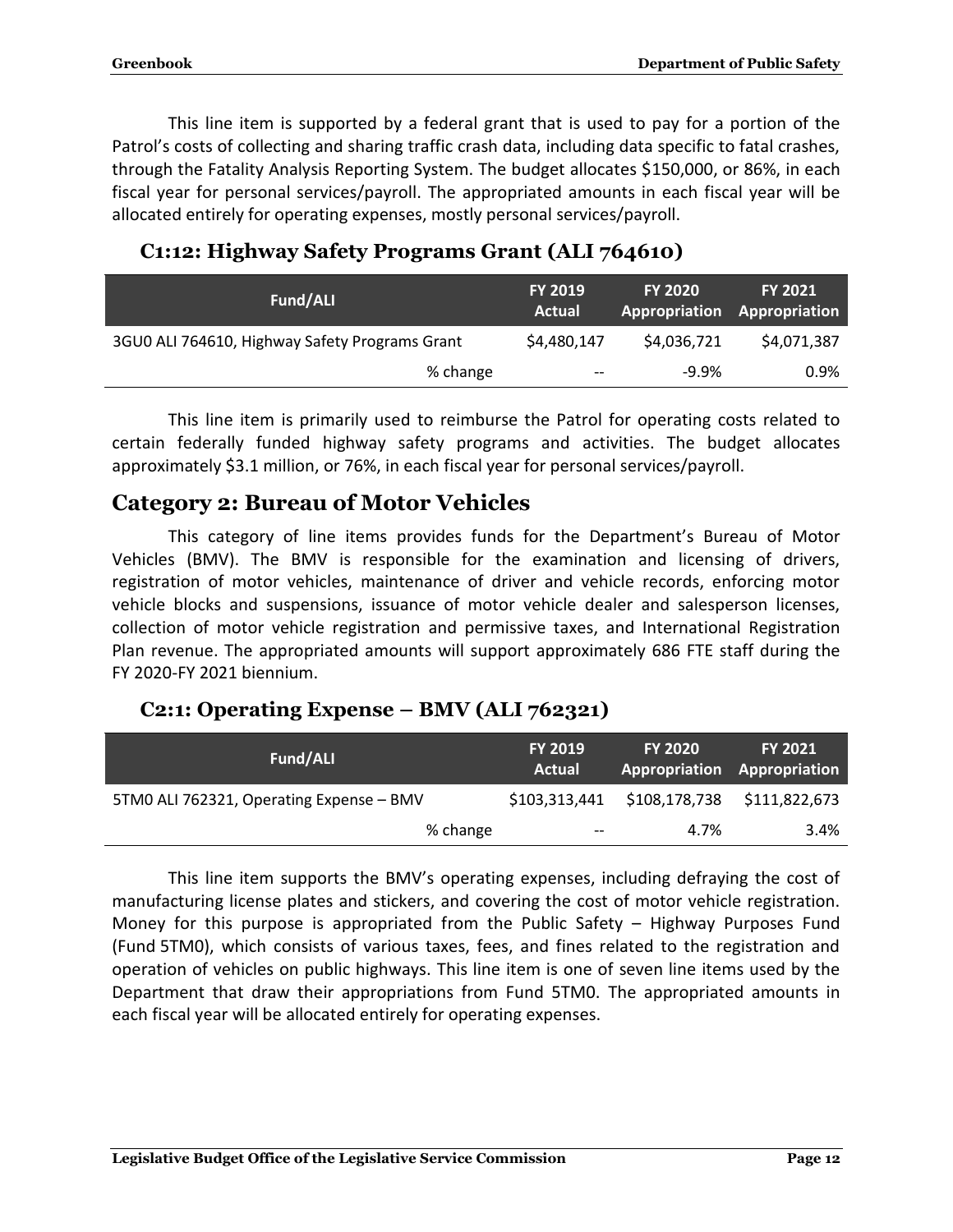This line item is supported by a federal grant that is used to pay for a portion of the Patrol's costs of collecting and sharing traffic crash data, including data specific to fatal crashes, through the Fatality Analysis Reporting System. The budget allocates $150,000, or 86%, in each fiscal year for personal services/payroll. The appropriated amounts in each fiscal year will be allocated entirely for operating expenses, mostly personal services/payroll.

### C1:12: Highway Safety Programs Grant (ALI 764610)

| Fund/ALI | FY 2019 Actual | FY 2020 Appropriation | FY 2021 Appropriation |
|---|---|---|---|
| 3GU0 ALI 764610, Highway Safety Programs Grant | $4,480,147 | $4,036,721 | $4,071,387 |
| % change | -- | -9.9% | 0.9% |

This line item is primarily used to reimburse the Patrol for operating costs related to certain federally funded highway safety programs and activities. The budget allocates approximately $3.1 million, or 76%, in each fiscal year for personal services/payroll.

## Category 2: Bureau of Motor Vehicles

This category of line items provides funds for the Department's Bureau of Motor Vehicles (BMV). The BMV is responsible for the examination and licensing of drivers, registration of motor vehicles, maintenance of driver and vehicle records, enforcing motor vehicle blocks and suspensions, issuance of motor vehicle dealer and salesperson licenses, collection of motor vehicle registration and permissive taxes, and International Registration Plan revenue. The appropriated amounts will support approximately 686 FTE staff during the FY 2020-FY 2021 biennium.

### C2:1: Operating Expense – BMV (ALI 762321)

| Fund/ALI | FY 2019 Actual | FY 2020 Appropriation | FY 2021 Appropriation |
|---|---|---|---|
| 5TM0 ALI 762321, Operating Expense – BMV | $103,313,441 | $108,178,738 | $111,822,673 |
| % change | -- | 4.7% | 3.4% |

This line item supports the BMV's operating expenses, including defraying the cost of manufacturing license plates and stickers, and covering the cost of motor vehicle registration. Money for this purpose is appropriated from the Public Safety – Highway Purposes Fund (Fund 5TM0), which consists of various taxes, fees, and fines related to the registration and operation of vehicles on public highways. This line item is one of seven line items used by the Department that draw their appropriations from Fund 5TM0. The appropriated amounts in each fiscal year will be allocated entirely for operating expenses.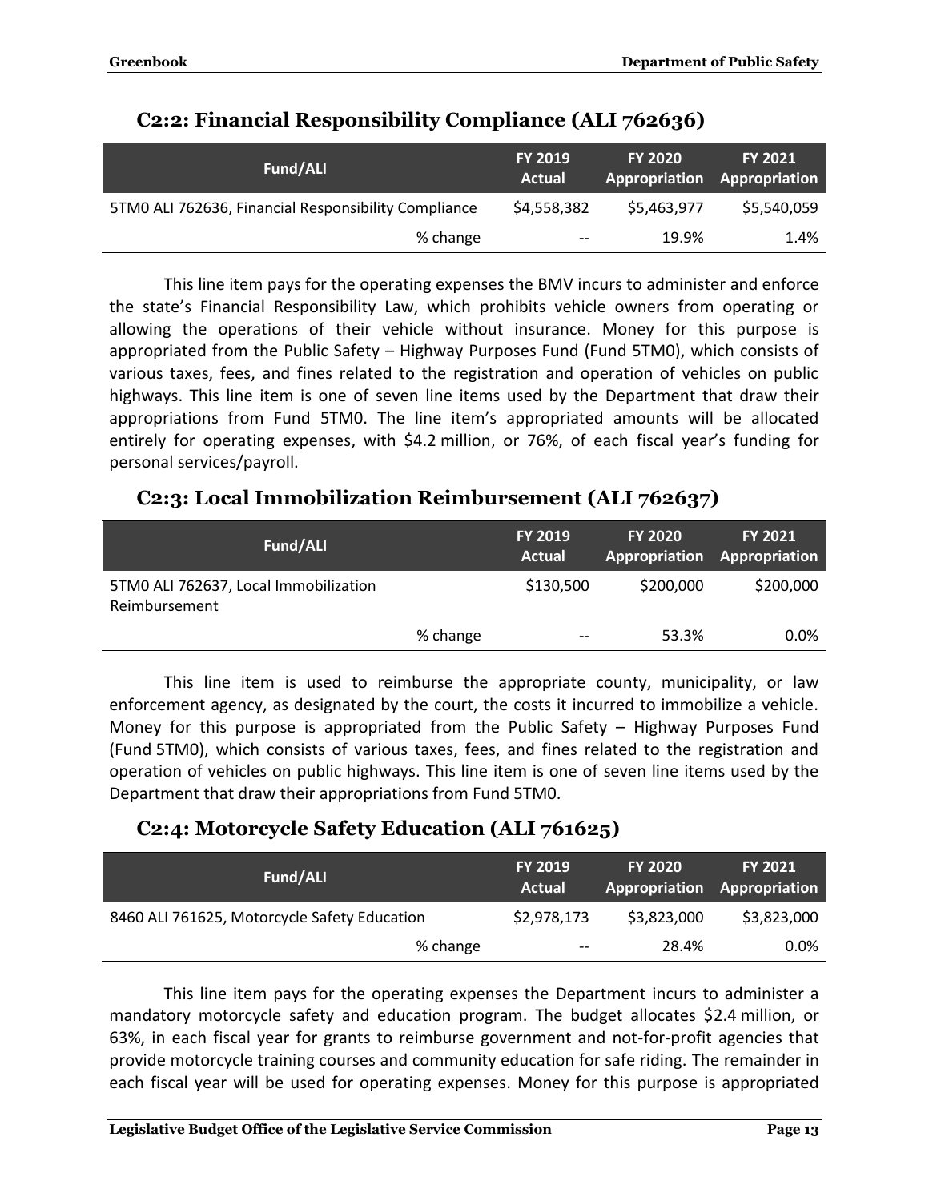### C2:2: Financial Responsibility Compliance (ALI 762636)

| Fund/ALI | FY 2019 Actual | FY 2020 Appropriation | FY 2021 Appropriation |
|---|---|---|---|
| 5TM0 ALI 762636, Financial Responsibility Compliance | $4,558,382 | $5,463,977 | $5,540,059 |
| % change | -- | 19.9% | 1.4% |

This line item pays for the operating expenses the BMV incurs to administer and enforce the state's Financial Responsibility Law, which prohibits vehicle owners from operating or allowing the operations of their vehicle without insurance. Money for this purpose is appropriated from the Public Safety – Highway Purposes Fund (Fund 5TM0), which consists of various taxes, fees, and fines related to the registration and operation of vehicles on public highways. This line item is one of seven line items used by the Department that draw their appropriations from Fund 5TM0. The line item's appropriated amounts will be allocated entirely for operating expenses, with $4.2 million, or 76%, of each fiscal year's funding for personal services/payroll.

### C2:3: Local Immobilization Reimbursement (ALI 762637)

| Fund/ALI | FY 2019 Actual | FY 2020 Appropriation | FY 2021 Appropriation |
|---|---|---|---|
| 5TM0 ALI 762637, Local Immobilization Reimbursement | $130,500 | $200,000 | $200,000 |
| % change | -- | 53.3% | 0.0% |

This line item is used to reimburse the appropriate county, municipality, or law enforcement agency, as designated by the court, the costs it incurred to immobilize a vehicle. Money for this purpose is appropriated from the Public Safety – Highway Purposes Fund (Fund 5TM0), which consists of various taxes, fees, and fines related to the registration and operation of vehicles on public highways. This line item is one of seven line items used by the Department that draw their appropriations from Fund 5TM0.

### C2:4: Motorcycle Safety Education (ALI 761625)

| Fund/ALI | FY 2019 Actual | FY 2020 Appropriation | FY 2021 Appropriation |
|---|---|---|---|
| 8460 ALI 761625, Motorcycle Safety Education | $2,978,173 | $3,823,000 | $3,823,000 |
| % change | -- | 28.4% | 0.0% |

This line item pays for the operating expenses the Department incurs to administer a mandatory motorcycle safety and education program. The budget allocates $2.4 million, or 63%, in each fiscal year for grants to reimburse government and not-for-profit agencies that provide motorcycle training courses and community education for safe riding. The remainder in each fiscal year will be used for operating expenses. Money for this purpose is appropriated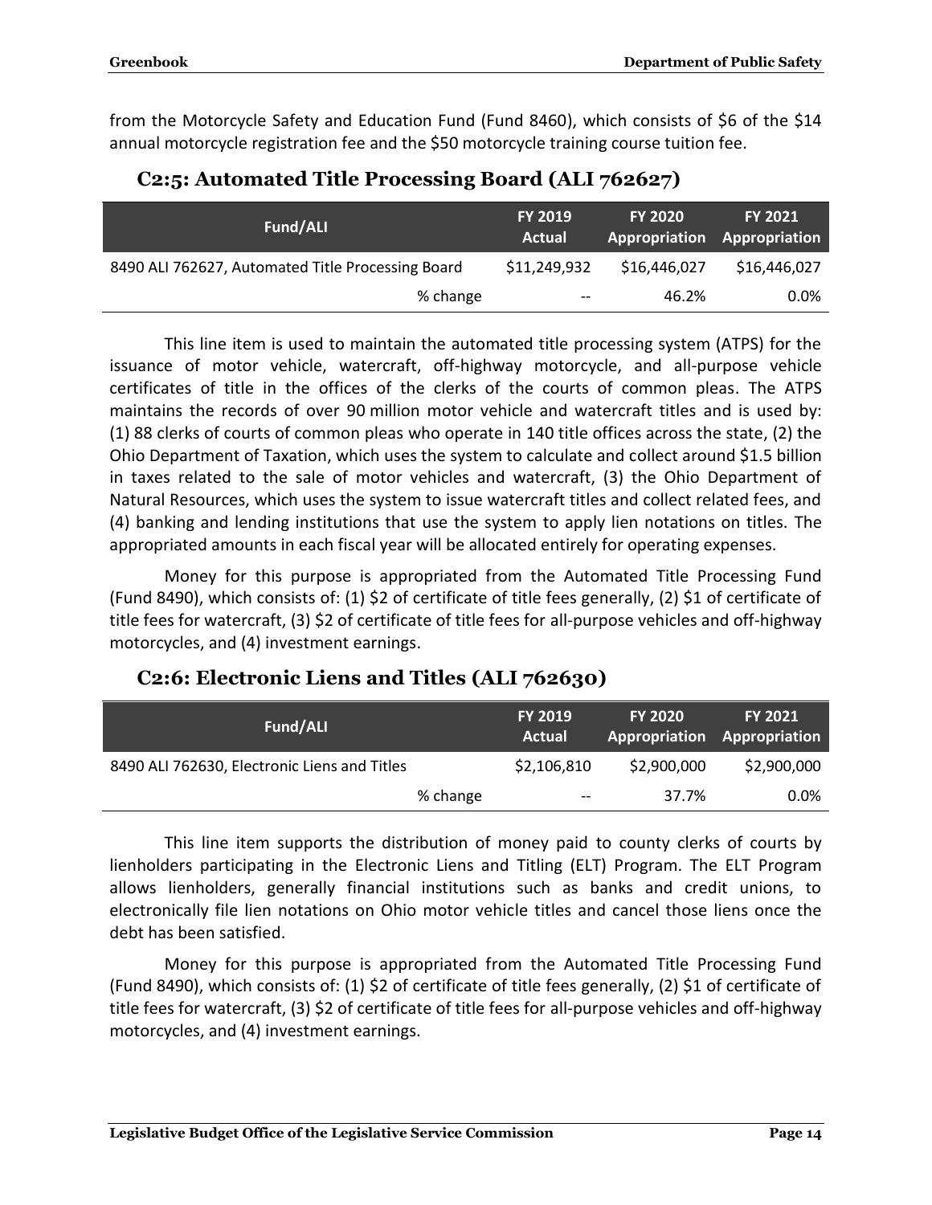from the Motorcycle Safety and Education Fund (Fund 8460), which consists of $6 of the $14 annual motorcycle registration fee and the $50 motorcycle training course tuition fee.

### C2:5: Automated Title Processing Board (ALI 762627)

| Fund/ALI | FY 2019 Actual | FY 2020 Appropriation | FY 2021 Appropriation |
|---|---|---|---|
| 8490 ALI 762627, Automated Title Processing Board | $11,249,932 | $16,446,027 | $16,446,027 |
| % change | -- | 46.2% | 0.0% |

This line item is used to maintain the automated title processing system (ATPS) for the issuance of motor vehicle, watercraft, off-highway motorcycle, and all-purpose vehicle certificates of title in the offices of the clerks of the courts of common pleas. The ATPS maintains the records of over 90 million motor vehicle and watercraft titles and is used by: (1) 88 clerks of courts of common pleas who operate in 140 title offices across the state, (2) the Ohio Department of Taxation, which uses the system to calculate and collect around $1.5 billion in taxes related to the sale of motor vehicles and watercraft, (3) the Ohio Department of Natural Resources, which uses the system to issue watercraft titles and collect related fees, and (4) banking and lending institutions that use the system to apply lien notations on titles. The appropriated amounts in each fiscal year will be allocated entirely for operating expenses.

Money for this purpose is appropriated from the Automated Title Processing Fund (Fund 8490), which consists of: (1) $2 of certificate of title fees generally, (2) $1 of certificate of title fees for watercraft, (3) $2 of certificate of title fees for all-purpose vehicles and off-highway motorcycles, and (4) investment earnings.

### C2:6: Electronic Liens and Titles (ALI 762630)

| Fund/ALI | FY 2019 Actual | FY 2020 Appropriation | FY 2021 Appropriation |
|---|---|---|---|
| 8490 ALI 762630, Electronic Liens and Titles | $2,106,810 | $2,900,000 | $2,900,000 |
| % change | -- | 37.7% | 0.0% |

This line item supports the distribution of money paid to county clerks of courts by lienholders participating in the Electronic Liens and Titling (ELT) Program. The ELT Program allows lienholders, generally financial institutions such as banks and credit unions, to electronically file lien notations on Ohio motor vehicle titles and cancel those liens once the debt has been satisfied.

Money for this purpose is appropriated from the Automated Title Processing Fund (Fund 8490), which consists of: (1) $2 of certificate of title fees generally, (2) $1 of certificate of title fees for watercraft, (3) $2 of certificate of title fees for all-purpose vehicles and off-highway motorcycles, and (4) investment earnings.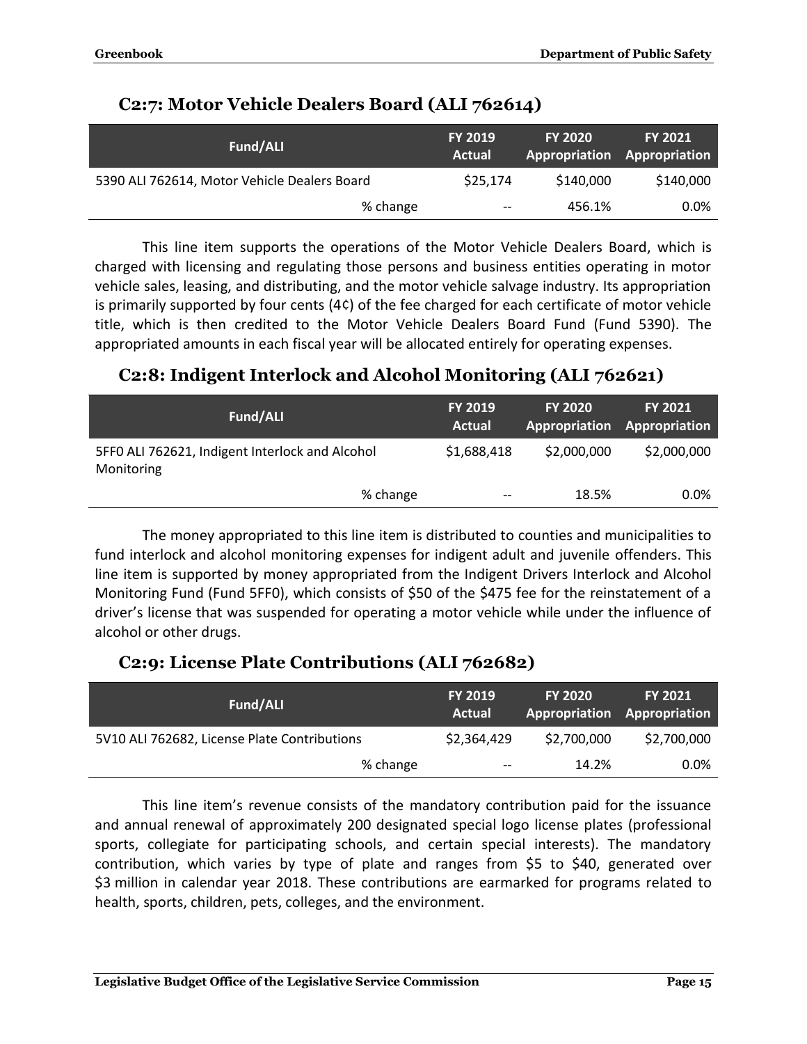## C2:7: Motor Vehicle Dealers Board (ALI 762614)

| Fund/ALI | FY 2019 Actual | FY 2020 Appropriation | FY 2021 Appropriation |
|---|---|---|---|
| 5390 ALI 762614, Motor Vehicle Dealers Board | $25,174 | $140,000 | $140,000 |
| % change | -- | 456.1% | 0.0% |

This line item supports the operations of the Motor Vehicle Dealers Board, which is charged with licensing and regulating those persons and business entities operating in motor vehicle sales, leasing, and distributing, and the motor vehicle salvage industry. Its appropriation is primarily supported by four cents (4¢) of the fee charged for each certificate of motor vehicle title, which is then credited to the Motor Vehicle Dealers Board Fund (Fund 5390). The appropriated amounts in each fiscal year will be allocated entirely for operating expenses.

## C2:8: Indigent Interlock and Alcohol Monitoring (ALI 762621)

| Fund/ALI | FY 2019 Actual | FY 2020 Appropriation | FY 2021 Appropriation |
|---|---|---|---|
| 5FF0 ALI 762621, Indigent Interlock and Alcohol Monitoring | $1,688,418 | $2,000,000 | $2,000,000 |
| % change | -- | 18.5% | 0.0% |

The money appropriated to this line item is distributed to counties and municipalities to fund interlock and alcohol monitoring expenses for indigent adult and juvenile offenders. This line item is supported by money appropriated from the Indigent Drivers Interlock and Alcohol Monitoring Fund (Fund 5FF0), which consists of $50 of the $475 fee for the reinstatement of a driver's license that was suspended for operating a motor vehicle while under the influence of alcohol or other drugs.

## C2:9: License Plate Contributions (ALI 762682)

| Fund/ALI | FY 2019 Actual | FY 2020 Appropriation | FY 2021 Appropriation |
|---|---|---|---|
| 5V10 ALI 762682, License Plate Contributions | $2,364,429 | $2,700,000 | $2,700,000 |
| % change | -- | 14.2% | 0.0% |

This line item's revenue consists of the mandatory contribution paid for the issuance and annual renewal of approximately 200 designated special logo license plates (professional sports, collegiate for participating schools, and certain special interests). The mandatory contribution, which varies by type of plate and ranges from $5 to $40, generated over $3 million in calendar year 2018. These contributions are earmarked for programs related to health, sports, children, pets, colleges, and the environment.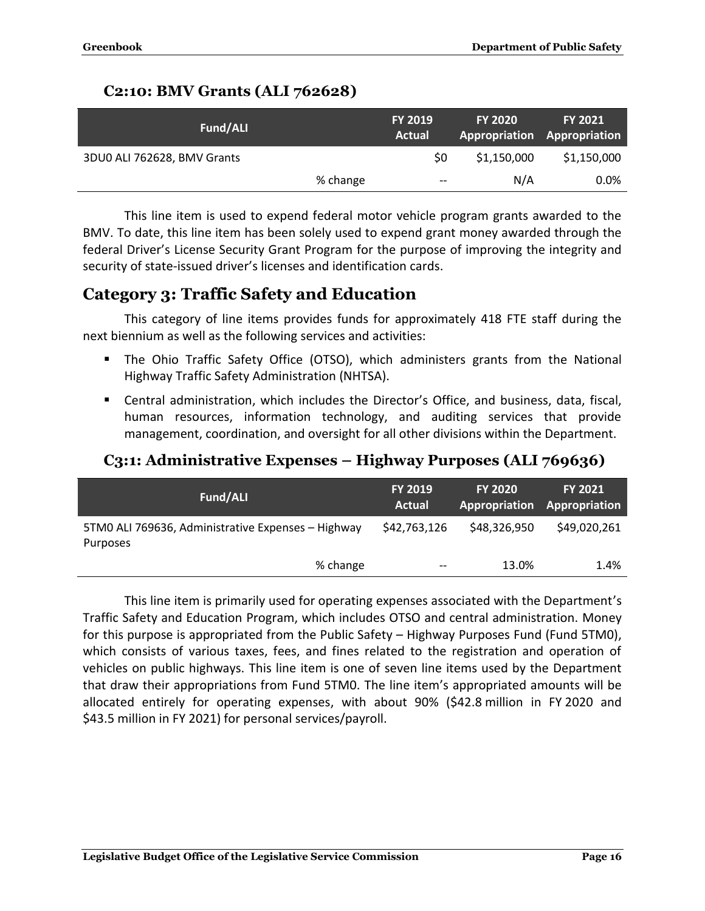### C2:10: BMV Grants (ALI 762628)

| Fund/ALI | | FY 2019 Actual | FY 2020 Appropriation | FY 2021 Appropriation |
|---|---|---|---|---|
| 3DU0 ALI 762628, BMV Grants | | $0 | $1,150,000 | $1,150,000 |
| | % change | -- | N/A | 0.0% |

This line item is used to expend federal motor vehicle program grants awarded to the BMV. To date, this line item has been solely used to expend grant money awarded through the federal Driver's License Security Grant Program for the purpose of improving the integrity and security of state-issued driver's licenses and identification cards.

## Category 3: Traffic Safety and Education

This category of line items provides funds for approximately 418 FTE staff during the next biennium as well as the following services and activities:

- The Ohio Traffic Safety Office (OTSO), which administers grants from the National Highway Traffic Safety Administration (NHTSA).
- Central administration, which includes the Director's Office, and business, data, fiscal, human resources, information technology, and auditing services that provide management, coordination, and oversight for all other divisions within the Department.

### C3:1: Administrative Expenses – Highway Purposes (ALI 769636)

| Fund/ALI | | FY 2019 Actual | FY 2020 Appropriation | FY 2021 Appropriation |
|---|---|---|---|---|
| 5TM0 ALI 769636, Administrative Expenses – Highway Purposes | | $42,763,126 | $48,326,950 | $49,020,261 |
| | % change | -- | 13.0% | 1.4% |

This line item is primarily used for operating expenses associated with the Department's Traffic Safety and Education Program, which includes OTSO and central administration. Money for this purpose is appropriated from the Public Safety – Highway Purposes Fund (Fund 5TM0), which consists of various taxes, fees, and fines related to the registration and operation of vehicles on public highways. This line item is one of seven line items used by the Department that draw their appropriations from Fund 5TM0. The line item's appropriated amounts will be allocated entirely for operating expenses, with about 90% ($42.8 million in FY 2020 and $43.5 million in FY 2021) for personal services/payroll.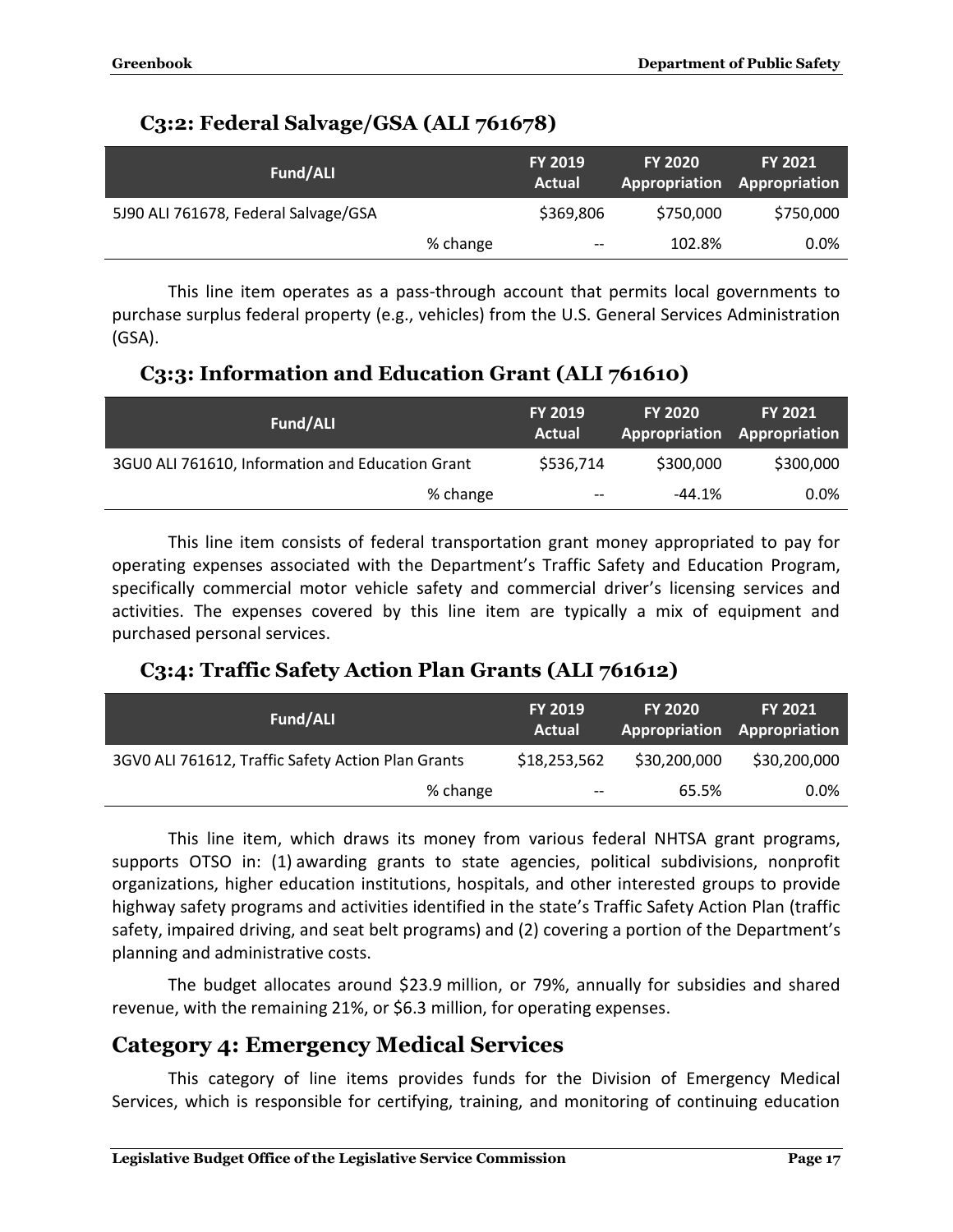### C3:2: Federal Salvage/GSA (ALI 761678)

| Fund/ALI | | FY 2019 Actual | FY 2020 Appropriation | FY 2021 Appropriation |
|---|---|---|---|---|
| 5J90 ALI 761678, Federal Salvage/GSA | | $369,806 | $750,000 | $750,000 |
| | % change | -- | 102.8% | 0.0% |

This line item operates as a pass-through account that permits local governments to purchase surplus federal property (e.g., vehicles) from the U.S. General Services Administration (GSA).

### C3:3: Information and Education Grant (ALI 761610)

| Fund/ALI | | FY 2019 Actual | FY 2020 Appropriation | FY 2021 Appropriation |
|---|---|---|---|---|
| 3GU0 ALI 761610, Information and Education Grant | | $536,714 | $300,000 | $300,000 |
| | % change | -- | -44.1% | 0.0% |

This line item consists of federal transportation grant money appropriated to pay for operating expenses associated with the Department's Traffic Safety and Education Program, specifically commercial motor vehicle safety and commercial driver's licensing services and activities. The expenses covered by this line item are typically a mix of equipment and purchased personal services.

### C3:4: Traffic Safety Action Plan Grants (ALI 761612)

| Fund/ALI | | FY 2019 Actual | FY 2020 Appropriation | FY 2021 Appropriation |
|---|---|---|---|---|
| 3GV0 ALI 761612, Traffic Safety Action Plan Grants | | $18,253,562 | $30,200,000 | $30,200,000 |
| | % change | -- | 65.5% | 0.0% |

This line item, which draws its money from various federal NHTSA grant programs, supports OTSO in: (1) awarding grants to state agencies, political subdivisions, nonprofit organizations, higher education institutions, hospitals, and other interested groups to provide highway safety programs and activities identified in the state's Traffic Safety Action Plan (traffic safety, impaired driving, and seat belt programs) and (2) covering a portion of the Department's planning and administrative costs.

The budget allocates around $23.9 million, or 79%, annually for subsidies and shared revenue, with the remaining 21%, or $6.3 million, for operating expenses.

## Category 4: Emergency Medical Services

This category of line items provides funds for the Division of Emergency Medical Services, which is responsible for certifying, training, and monitoring of continuing education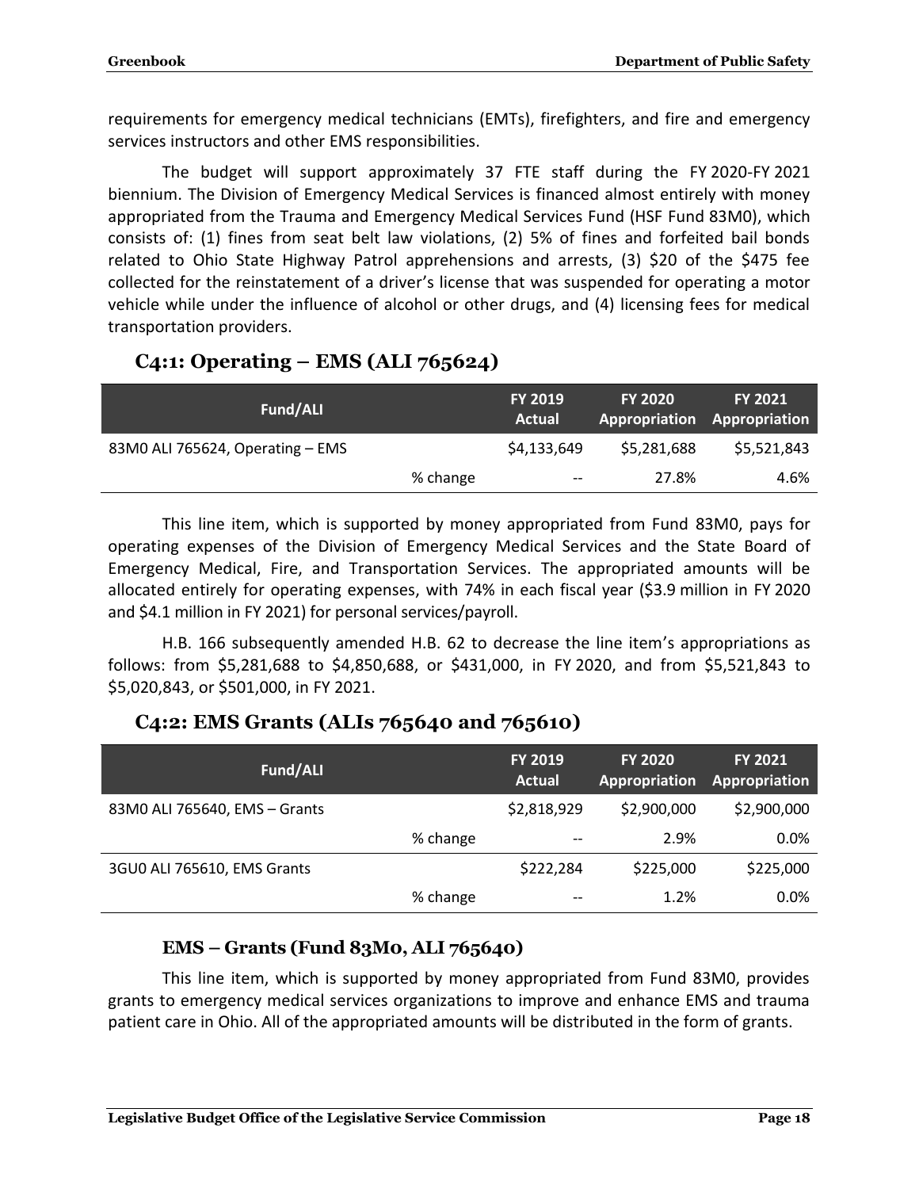requirements for emergency medical technicians (EMTs), firefighters, and fire and emergency services instructors and other EMS responsibilities.

The budget will support approximately 37 FTE staff during the FY 2020-FY 2021 biennium. The Division of Emergency Medical Services is financed almost entirely with money appropriated from the Trauma and Emergency Medical Services Fund (HSF Fund 83M0), which consists of: (1) fines from seat belt law violations, (2) 5% of fines and forfeited bail bonds related to Ohio State Highway Patrol apprehensions and arrests, (3) $20 of the $475 fee collected for the reinstatement of a driver's license that was suspended for operating a motor vehicle while under the influence of alcohol or other drugs, and (4) licensing fees for medical transportation providers.

## C4:1: Operating – EMS (ALI 765624)

| Fund/ALI | | FY 2019 Actual | FY 2020 Appropriation | FY 2021 Appropriation |
|---|---|---|---|---|
| 83M0 ALI 765624, Operating – EMS | | $4,133,649 | $5,281,688 | $5,521,843 |
| | % change | -- | 27.8% | 4.6% |

This line item, which is supported by money appropriated from Fund 83M0, pays for operating expenses of the Division of Emergency Medical Services and the State Board of Emergency Medical, Fire, and Transportation Services. The appropriated amounts will be allocated entirely for operating expenses, with 74% in each fiscal year ($3.9 million in FY 2020 and $4.1 million in FY 2021) for personal services/payroll.

H.B. 166 subsequently amended H.B. 62 to decrease the line item's appropriations as follows: from $5,281,688 to $4,850,688, or $431,000, in FY 2020, and from $5,521,843 to $5,020,843, or $501,000, in FY 2021.

## C4:2: EMS Grants (ALIs 765640 and 765610)

| Fund/ALI | | FY 2019 Actual | FY 2020 Appropriation | FY 2021 Appropriation |
|---|---|---|---|---|
| 83M0 ALI 765640, EMS – Grants | | $2,818,929 | $2,900,000 | $2,900,000 |
| | % change | -- | 2.9% | 0.0% |
| 3GU0 ALI 765610, EMS Grants | | $222,284 | $225,000 | $225,000 |
| | % change | -- | 1.2% | 0.0% |

### EMS – Grants (Fund 83M0, ALI 765640)

This line item, which is supported by money appropriated from Fund 83M0, provides grants to emergency medical services organizations to improve and enhance EMS and trauma patient care in Ohio. All of the appropriated amounts will be distributed in the form of grants.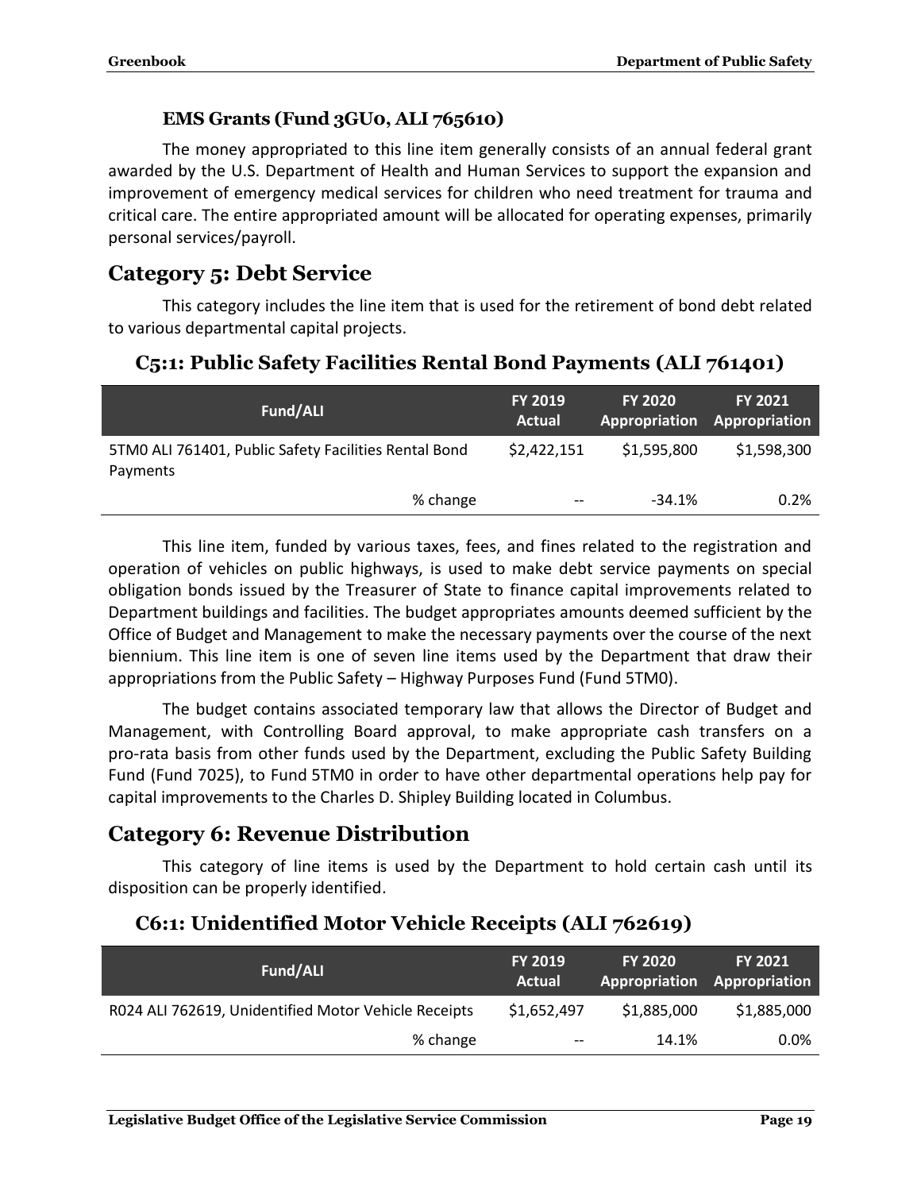#### EMS Grants (Fund 3GU0, ALI 765610)

The money appropriated to this line item generally consists of an annual federal grant awarded by the U.S. Department of Health and Human Services to support the expansion and improvement of emergency medical services for children who need treatment for trauma and critical care. The entire appropriated amount will be allocated for operating expenses, primarily personal services/payroll.

## Category 5: Debt Service

This category includes the line item that is used for the retirement of bond debt related to various departmental capital projects.

### C5:1: Public Safety Facilities Rental Bond Payments (ALI 761401)

| Fund/ALI | FY 2019 Actual | FY 2020 Appropriation | FY 2021 Appropriation |
|---|---|---|---|
| 5TM0 ALI 761401, Public Safety Facilities Rental Bond Payments | $2,422,151 | $1,595,800 | $1,598,300 |
| % change | -- | -34.1% | 0.2% |

This line item, funded by various taxes, fees, and fines related to the registration and operation of vehicles on public highways, is used to make debt service payments on special obligation bonds issued by the Treasurer of State to finance capital improvements related to Department buildings and facilities. The budget appropriates amounts deemed sufficient by the Office of Budget and Management to make the necessary payments over the course of the next biennium. This line item is one of seven line items used by the Department that draw their appropriations from the Public Safety – Highway Purposes Fund (Fund 5TM0).

The budget contains associated temporary law that allows the Director of Budget and Management, with Controlling Board approval, to make appropriate cash transfers on a pro-rata basis from other funds used by the Department, excluding the Public Safety Building Fund (Fund 7025), to Fund 5TM0 in order to have other departmental operations help pay for capital improvements to the Charles D. Shipley Building located in Columbus.

## Category 6: Revenue Distribution

This category of line items is used by the Department to hold certain cash until its disposition can be properly identified.

### C6:1: Unidentified Motor Vehicle Receipts (ALI 762619)

| Fund/ALI | FY 2019 Actual | FY 2020 Appropriation | FY 2021 Appropriation |
|---|---|---|---|
| R024 ALI 762619, Unidentified Motor Vehicle Receipts | $1,652,497 | $1,885,000 | $1,885,000 |
| % change | -- | 14.1% | 0.0% |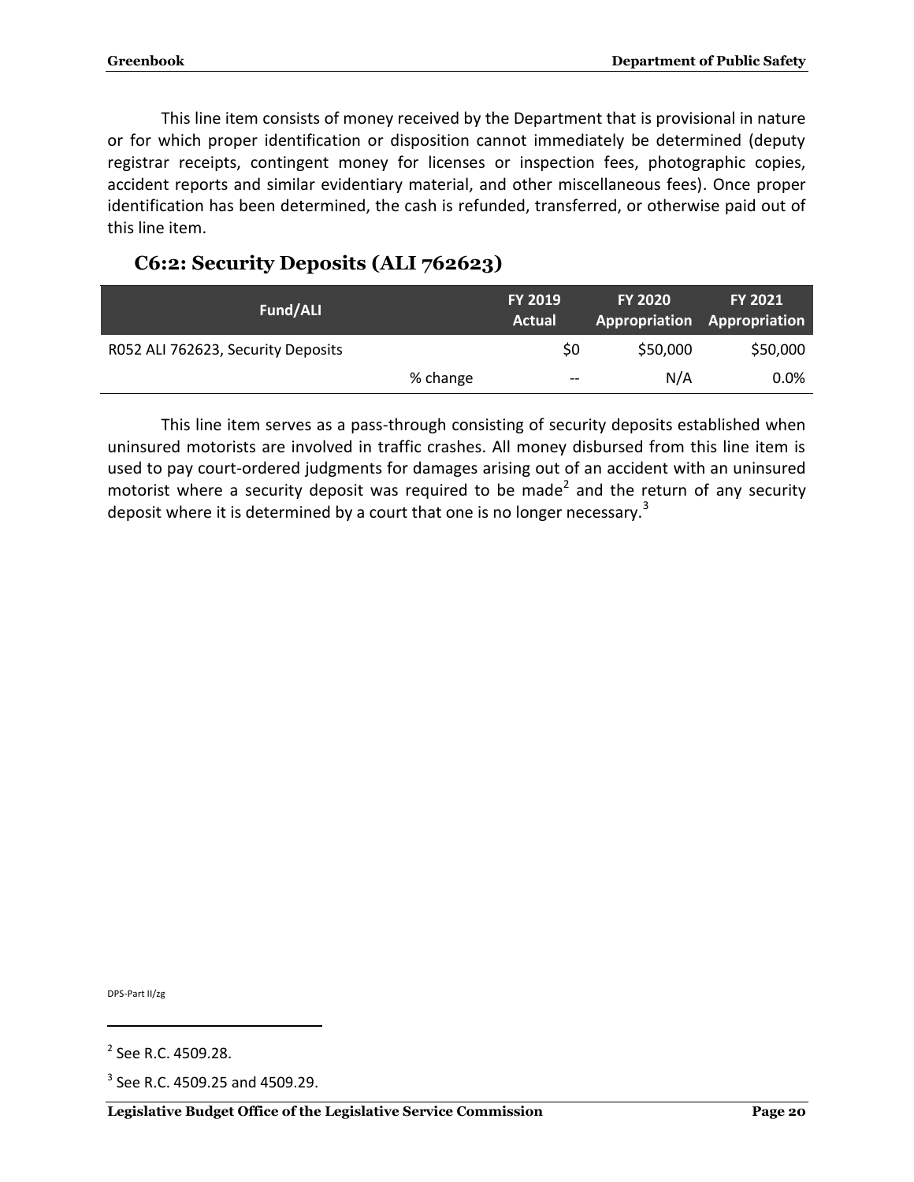This line item consists of money received by the Department that is provisional in nature or for which proper identification or disposition cannot immediately be determined (deputy registrar receipts, contingent money for licenses or inspection fees, photographic copies, accident reports and similar evidentiary material, and other miscellaneous fees). Once proper identification has been determined, the cash is refunded, transferred, or otherwise paid out of this line item.

### C6:2: Security Deposits (ALI 762623)

| Fund/ALI | | FY 2019 Actual | FY 2020 Appropriation | FY 2021 Appropriation |
|---|---|---|---|---|
| R052 ALI 762623, Security Deposits | | $0 | $50,000 | $50,000 |
| | % change | -- | N/A | 0.0% |

This line item serves as a pass-through consisting of security deposits established when uninsured motorists are involved in traffic crashes. All money disbursed from this line item is used to pay court-ordered judgments for damages arising out of an accident with an uninsured motorist where a security deposit was required to be made[2] and the return of any security deposit where it is determined by a court that one is no longer necessary.[3]

DPS-Part II/zg

[2] See R.C. 4509.28.

[3] See R.C. 4509.25 and 4509.29.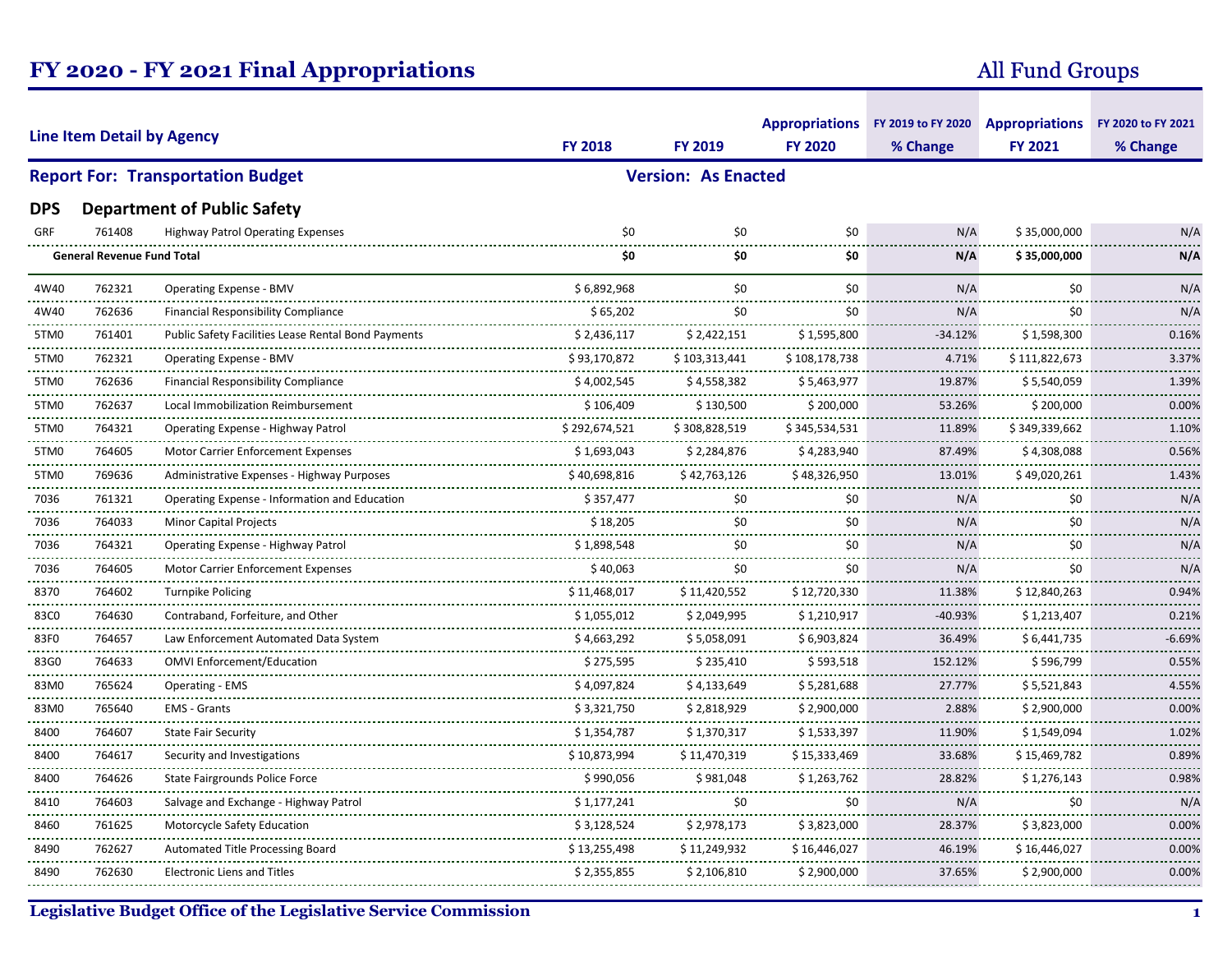# FY 2020 - FY 2021 Final Appropriations

All Fund Groups

| Line Item Detail by Agency | | | FY 2018 | FY 2019 | Appropriations FY 2020 | FY 2019 to FY 2020 % Change | Appropriations FY 2021 | FY 2020 to FY 2021 % Change |
|---|---|---|---|---|---|---|---|---|

**Report For: Transportation Budget** **Version: As Enacted**

## DPS Department of Public Safety

| Fund | Line Item | Description | FY 2018 | FY 2019 | Appropriations FY 2020 | FY 2019 to FY 2020 % Change | Appropriations FY 2021 | FY 2020 to FY 2021 % Change |
|---|---|---|---|---|---|---|---|---|
| GRF | 761408 | Highway Patrol Operating Expenses | $0 | $0 | $0 | N/A | $ 35,000,000 | N/A |
| **General Revenue Fund Total** | | | **$0** | **$0** | **$0** | **N/A** | **$ 35,000,000** | **N/A** |
| 4W40 | 762321 | Operating Expense - BMV | $ 6,892,968 | $0 | $0 | N/A | $0 | N/A |
| 4W40 | 762636 | Financial Responsibility Compliance | $ 65,202 | $0 | $0 | N/A | $0 | N/A |
| 5TM0 | 761401 | Public Safety Facilities Lease Rental Bond Payments | $ 2,436,117 | $ 2,422,151 | $ 1,595,800 | -34.12% | $ 1,598,300 | 0.16% |
| 5TM0 | 762321 | Operating Expense - BMV | $ 93,170,872 | $ 103,313,441 | $ 108,178,738 | 4.71% | $ 111,822,673 | 3.37% |
| 5TM0 | 762636 | Financial Responsibility Compliance | $ 4,002,545 | $ 4,558,382 | $ 5,463,977 | 19.87% | $ 5,540,059 | 1.39% |
| 5TM0 | 762637 | Local Immobilization Reimbursement | $ 106,409 | $ 130,500 | $ 200,000 | 53.26% | $ 200,000 | 0.00% |
| 5TM0 | 764321 | Operating Expense - Highway Patrol | $ 292,674,521 | $ 308,828,519 | $ 345,534,531 | 11.89% | $ 349,339,662 | 1.10% |
| 5TM0 | 764605 | Motor Carrier Enforcement Expenses | $ 1,693,043 | $ 2,284,876 | $ 4,283,940 | 87.49% | $ 4,308,088 | 0.56% |
| 5TM0 | 769636 | Administrative Expenses - Highway Purposes | $ 40,698,816 | $ 42,763,126 | $ 48,326,950 | 13.01% | $ 49,020,261 | 1.43% |
| 7036 | 761321 | Operating Expense - Information and Education | $ 357,477 | $0 | $0 | N/A | $0 | N/A |
| 7036 | 764033 | Minor Capital Projects | $ 18,205 | $0 | $0 | N/A | $0 | N/A |
| 7036 | 764321 | Operating Expense - Highway Patrol | $ 1,898,548 | $0 | $0 | N/A | $0 | N/A |
| 7036 | 764605 | Motor Carrier Enforcement Expenses | $ 40,063 | $0 | $0 | N/A | $0 | N/A |
| 8370 | 764602 | Turnpike Policing | $ 11,468,017 | $ 11,420,552 | $ 12,720,330 | 11.38% | $ 12,840,263 | 0.94% |
| 83C0 | 764630 | Contraband, Forfeiture, and Other | $ 1,055,012 | $ 2,049,995 | $ 1,210,917 | -40.93% | $ 1,213,407 | 0.21% |
| 83F0 | 764657 | Law Enforcement Automated Data System | $ 4,663,292 | $ 5,058,091 | $ 6,903,824 | 36.49% | $ 6,441,735 | -6.69% |
| 83G0 | 764633 | OMVI Enforcement/Education | $ 275,595 | $ 235,410 | $ 593,518 | 152.12% | $ 596,799 | 0.55% |
| 83M0 | 765624 | Operating - EMS | $ 4,097,824 | $ 4,133,649 | $ 5,281,688 | 27.77% | $ 5,521,843 | 4.55% |
| 83M0 | 765640 | EMS - Grants | $ 3,321,750 | $ 2,818,929 | $ 2,900,000 | 2.88% | $ 2,900,000 | 0.00% |
| 8400 | 764607 | State Fair Security | $ 1,354,787 | $ 1,370,317 | $ 1,533,397 | 11.90% | $ 1,549,094 | 1.02% |
| 8400 | 764617 | Security and Investigations | $ 10,873,994 | $ 11,470,319 | $ 15,333,469 | 33.68% | $ 15,469,782 | 0.89% |
| 8400 | 764626 | State Fairgrounds Police Force | $ 990,056 | $ 981,048 | $ 1,263,762 | 28.82% | $ 1,276,143 | 0.98% |
| 8410 | 764603 | Salvage and Exchange - Highway Patrol | $ 1,177,241 | $0 | $0 | N/A | $0 | N/A |
| 8460 | 761625 | Motorcycle Safety Education | $ 3,128,524 | $ 2,978,173 | $ 3,823,000 | 28.37% | $ 3,823,000 | 0.00% |
| 8490 | 762627 | Automated Title Processing Board | $ 13,255,498 | $ 11,249,932 | $ 16,446,027 | 46.19% | $ 16,446,027 | 0.00% |
| 8490 | 762630 | Electronic Liens and Titles | $ 2,355,855 | $ 2,106,810 | $ 2,900,000 | 37.65% | $ 2,900,000 | 0.00% |

Legislative Budget Office of the Legislative Service Commission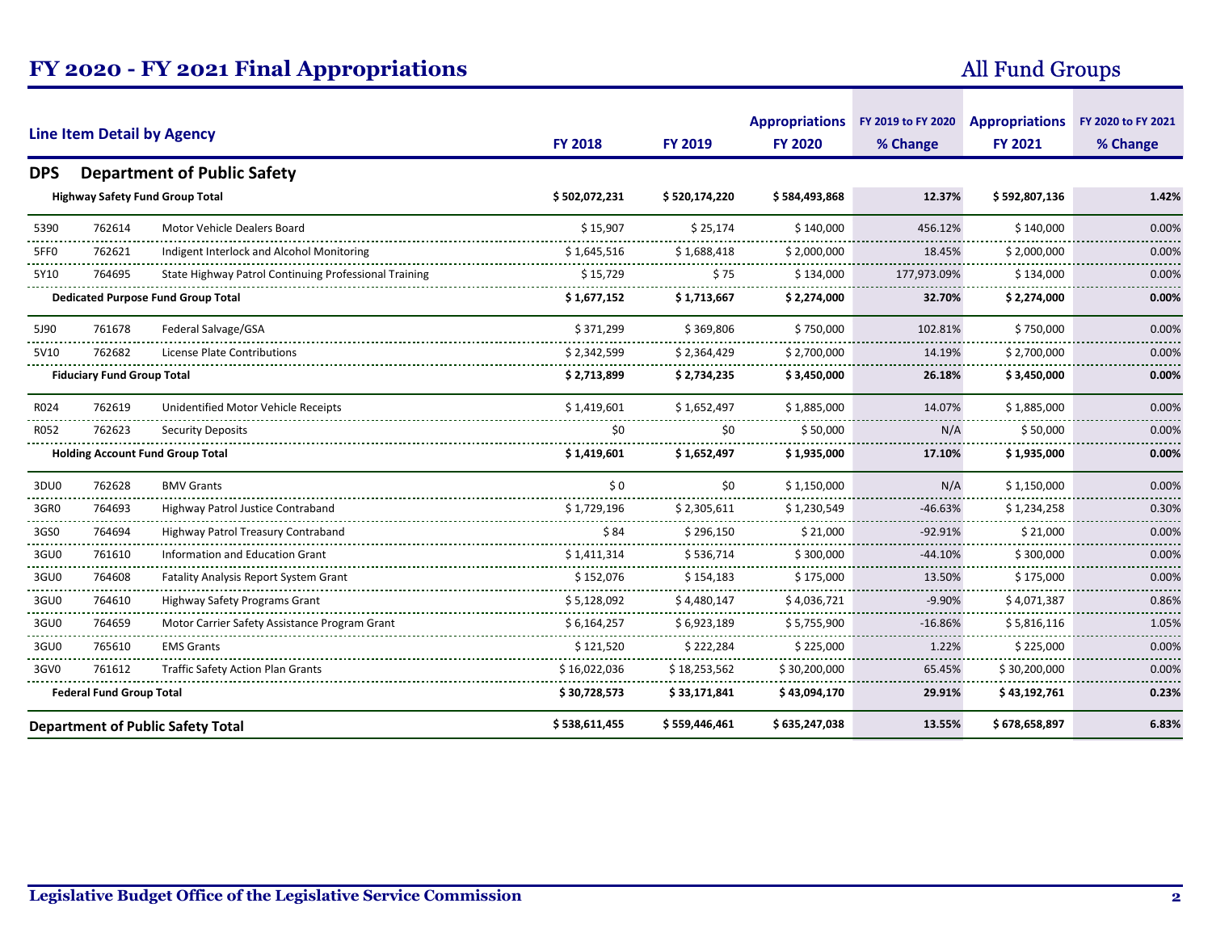# FY 2020 - FY 2021 Final Appropriations

All Fund Groups

| Line Item Detail by Agency | | | FY 2018 | FY 2019 | Appropriations FY 2020 | FY 2019 to FY 2020 % Change | Appropriations FY 2021 | FY 2020 to FY 2021 % Change |
|---|---|---|---|---|---|---|---|---|
| **DPS** | **Department of Public Safety** | | | | | | | |
| **Highway Safety Fund Group Total** | | | **$ 502,072,231** | **$ 520,174,220** | **$ 584,493,868** | **12.37%** | **$ 592,807,136** | **1.42%** |
| 5390 | 762614 | Motor Vehicle Dealers Board | $ 15,907 | $ 25,174 | $ 140,000 | 456.12% | $ 140,000 | 0.00% |
| 5FF0 | 762621 | Indigent Interlock and Alcohol Monitoring | $ 1,645,516 | $ 1,688,418 | $ 2,000,000 | 18.45% | $ 2,000,000 | 0.00% |
| 5Y10 | 764695 | State Highway Patrol Continuing Professional Training | $ 15,729 | $ 75 | $ 134,000 | 177,973.09% | $ 134,000 | 0.00% |
| **Dedicated Purpose Fund Group Total** | | | **$ 1,677,152** | **$ 1,713,667** | **$ 2,274,000** | **32.70%** | **$ 2,274,000** | **0.00%** |
| 5J90 | 761678 | Federal Salvage/GSA | $ 371,299 | $ 369,806 | $ 750,000 | 102.81% | $ 750,000 | 0.00% |
| 5V10 | 762682 | License Plate Contributions | $ 2,342,599 | $ 2,364,429 | $ 2,700,000 | 14.19% | $ 2,700,000 | 0.00% |
| **Fiduciary Fund Group Total** | | | **$ 2,713,899** | **$ 2,734,235** | **$ 3,450,000** | **26.18%** | **$ 3,450,000** | **0.00%** |
| R024 | 762619 | Unidentified Motor Vehicle Receipts | $ 1,419,601 | $ 1,652,497 | $ 1,885,000 | 14.07% | $ 1,885,000 | 0.00% |
| R052 | 762623 | Security Deposits | $0 | $0 | $ 50,000 | N/A | $ 50,000 | 0.00% |
| **Holding Account Fund Group Total** | | | **$ 1,419,601** | **$ 1,652,497** | **$ 1,935,000** | **17.10%** | **$ 1,935,000** | **0.00%** |
| 3DU0 | 762628 | BMV Grants | $ 0 | $0 | $ 1,150,000 | N/A | $ 1,150,000 | 0.00% |
| 3GR0 | 764693 | Highway Patrol Justice Contraband | $ 1,729,196 | $ 2,305,611 | $ 1,230,549 | -46.63% | $ 1,234,258 | 0.30% |
| 3GS0 | 764694 | Highway Patrol Treasury Contraband | $ 84 | $ 296,150 | $ 21,000 | -92.91% | $ 21,000 | 0.00% |
| 3GU0 | 761610 | Information and Education Grant | $ 1,411,314 | $ 536,714 | $ 300,000 | -44.10% | $ 300,000 | 0.00% |
| 3GU0 | 764608 | Fatality Analysis Report System Grant | $ 152,076 | $ 154,183 | $ 175,000 | 13.50% | $ 175,000 | 0.00% |
| 3GU0 | 764610 | Highway Safety Programs Grant | $ 5,128,092 | $ 4,480,147 | $ 4,036,721 | -9.90% | $ 4,071,387 | 0.86% |
| 3GU0 | 764659 | Motor Carrier Safety Assistance Program Grant | $ 6,164,257 | $ 6,923,189 | $ 5,755,900 | -16.86% | $ 5,816,116 | 1.05% |
| 3GU0 | 765610 | EMS Grants | $ 121,520 | $ 222,284 | $ 225,000 | 1.22% | $ 225,000 | 0.00% |
| 3GV0 | 761612 | Traffic Safety Action Plan Grants | $ 16,022,036 | $ 18,253,562 | $ 30,200,000 | 65.45% | $ 30,200,000 | 0.00% |
| **Federal Fund Group Total** | | | **$ 30,728,573** | **$ 33,171,841** | **$ 43,094,170** | **29.91%** | **$ 43,192,761** | **0.23%** |
| **Department of Public Safety Total** | | | **$ 538,611,455** | **$ 559,446,461** | **$ 635,247,038** | **13.55%** | **$ 678,658,897** | **6.83%** |

Legislative Budget Office of the Legislative Service Commission